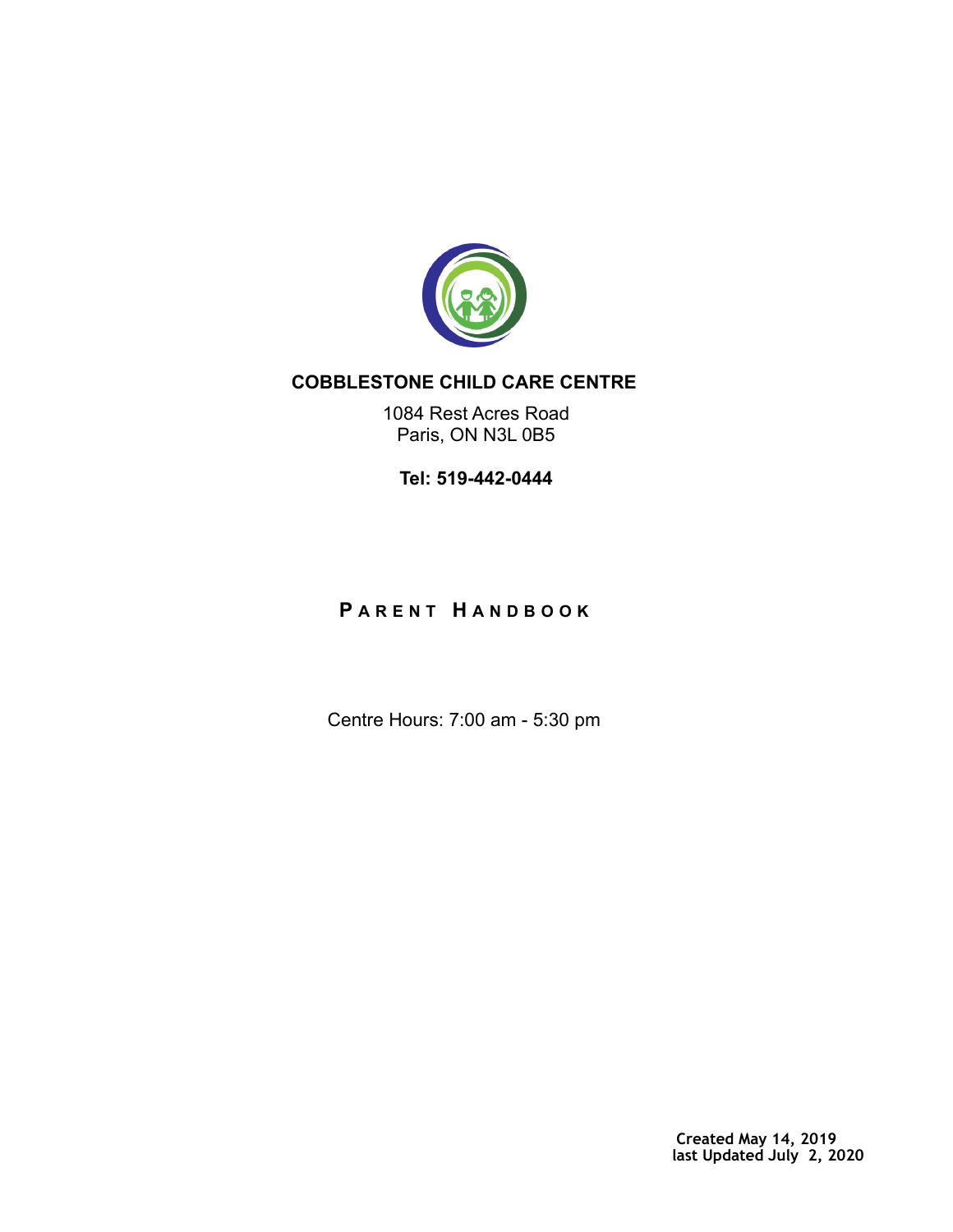**COBBLESTONE CHILD CARE CENTRE**

1084 Rest Acres Road
Paris, ON N3L 0B5

**Tel: 519-442-0444**

# PARENT HANDBOOK

Centre Hours: 7:00 am - 5:30 pm

**Created May 14, 2019**
**last Updated July 2, 2020**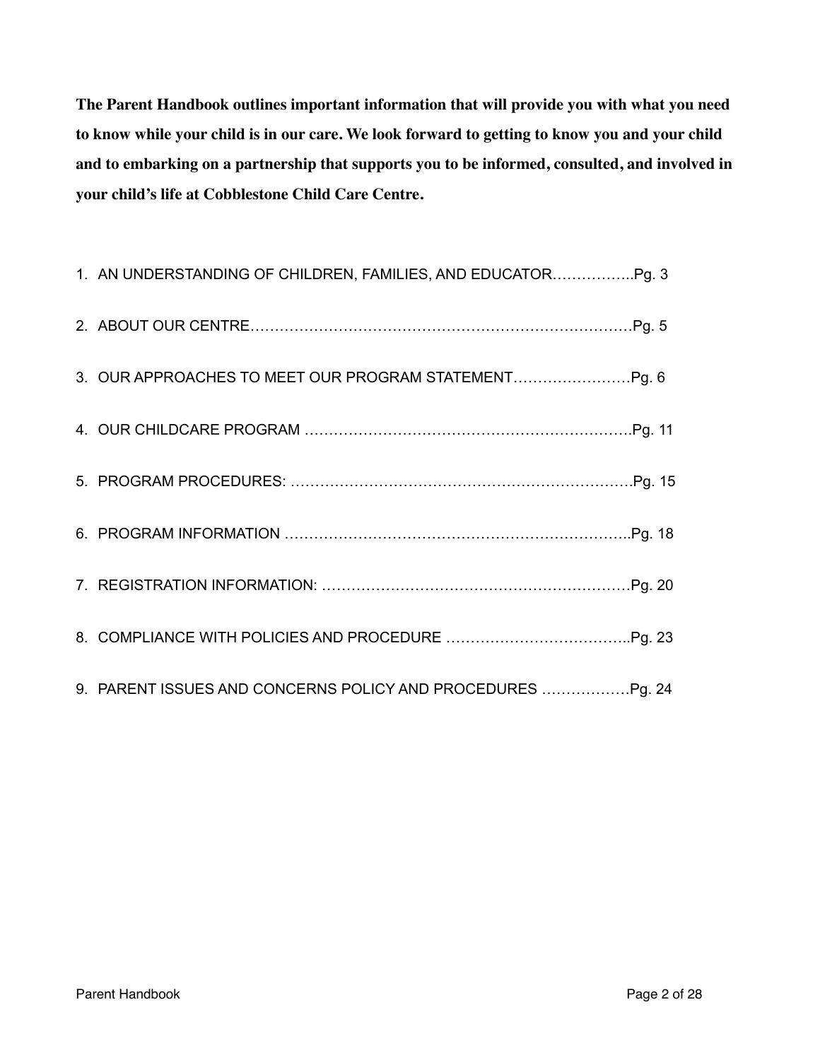**The Parent Handbook outlines important information that will provide you with what you need to know while your child is in our care. We look forward to getting to know you and your child and to embarking on a partnership that supports you to be informed, consulted, and involved in your child's life at Cobblestone Child Care Centre.**

1. AN UNDERSTANDING OF CHILDREN, FAMILIES, AND EDUCATOR……………..Pg. 3
2. ABOUT OUR CENTRE……………………………………………………………………Pg. 5
3. OUR APPROACHES TO MEET OUR PROGRAM STATEMENT……………………Pg. 6
4. OUR CHILDCARE PROGRAM ………………………………………………………….Pg. 11
5. PROGRAM PROCEDURES: …………………………………………………………….Pg. 15
6. PROGRAM INFORMATION ……………………………………………………………..Pg. 18
7. REGISTRATION INFORMATION: ………………………………………………………Pg. 20
8. COMPLIANCE WITH POLICIES AND PROCEDURE ………………………………..Pg. 23
9. PARENT ISSUES AND CONCERNS POLICY AND PROCEDURES ………………Pg. 24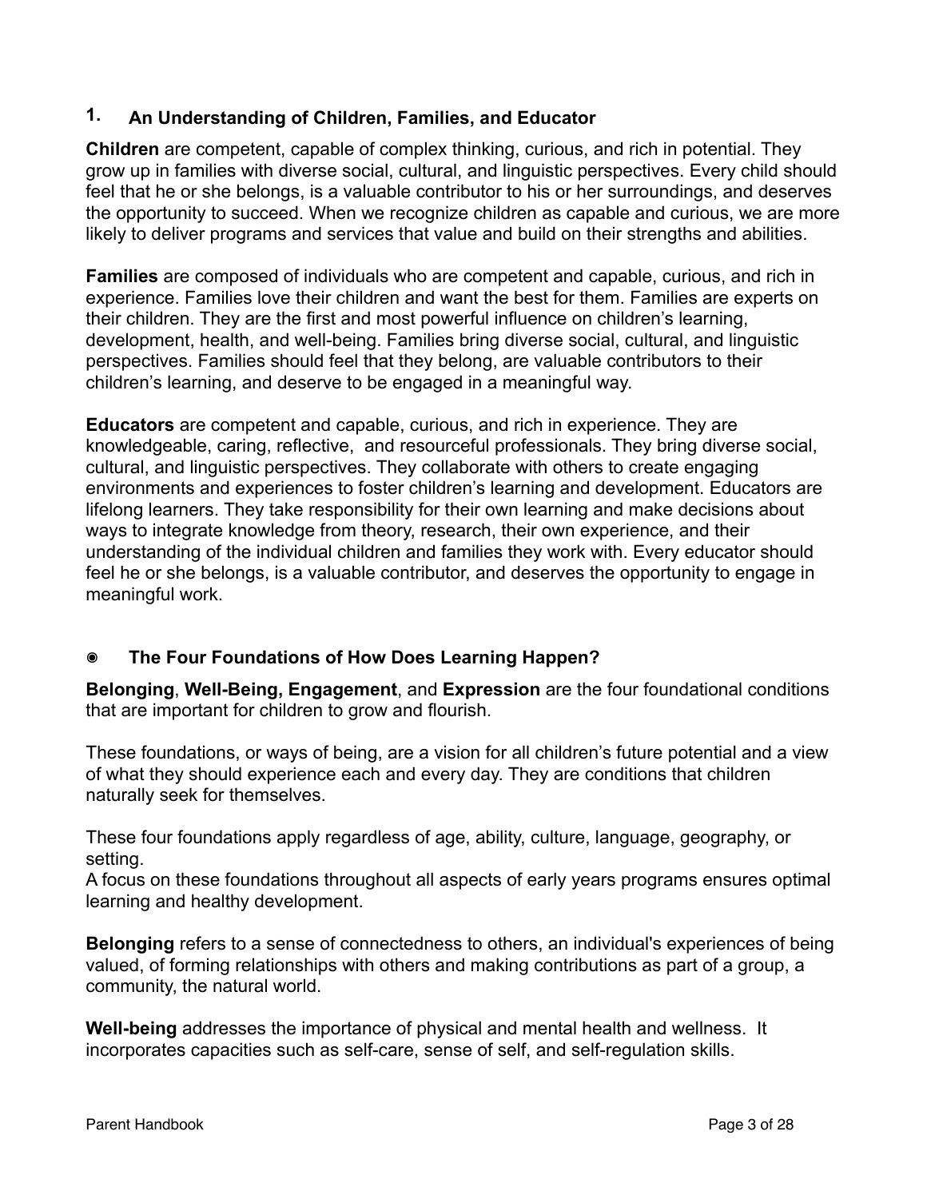## 1. An Understanding of Children, Families, and Educator

**Children** are competent, capable of complex thinking, curious, and rich in potential. They grow up in families with diverse social, cultural, and linguistic perspectives. Every child should feel that he or she belongs, is a valuable contributor to his or her surroundings, and deserves the opportunity to succeed. When we recognize children as capable and curious, we are more likely to deliver programs and services that value and build on their strengths and abilities.

**Families** are composed of individuals who are competent and capable, curious, and rich in experience. Families love their children and want the best for them. Families are experts on their children. They are the first and most powerful influence on children's learning, development, health, and well-being. Families bring diverse social, cultural, and linguistic perspectives. Families should feel that they belong, are valuable contributors to their children's learning, and deserve to be engaged in a meaningful way.

**Educators** are competent and capable, curious, and rich in experience. They are knowledgeable, caring, reflective, and resourceful professionals. They bring diverse social, cultural, and linguistic perspectives. They collaborate with others to create engaging environments and experiences to foster children's learning and development. Educators are lifelong learners. They take responsibility for their own learning and make decisions about ways to integrate knowledge from theory, research, their own experience, and their understanding of the individual children and families they work with. Every educator should feel he or she belongs, is a valuable contributor, and deserves the opportunity to engage in meaningful work.

### ◉ The Four Foundations of How Does Learning Happen?

**Belonging**, **Well-Being, Engagement**, and **Expression** are the four foundational conditions that are important for children to grow and flourish.

These foundations, or ways of being, are a vision for all children's future potential and a view of what they should experience each and every day. They are conditions that children naturally seek for themselves.

These four foundations apply regardless of age, ability, culture, language, geography, or setting.
A focus on these foundations throughout all aspects of early years programs ensures optimal learning and healthy development.

**Belonging** refers to a sense of connectedness to others, an individual's experiences of being valued, of forming relationships with others and making contributions as part of a group, a community, the natural world.

**Well-being** addresses the importance of physical and mental health and wellness. It incorporates capacities such as self-care, sense of self, and self-regulation skills.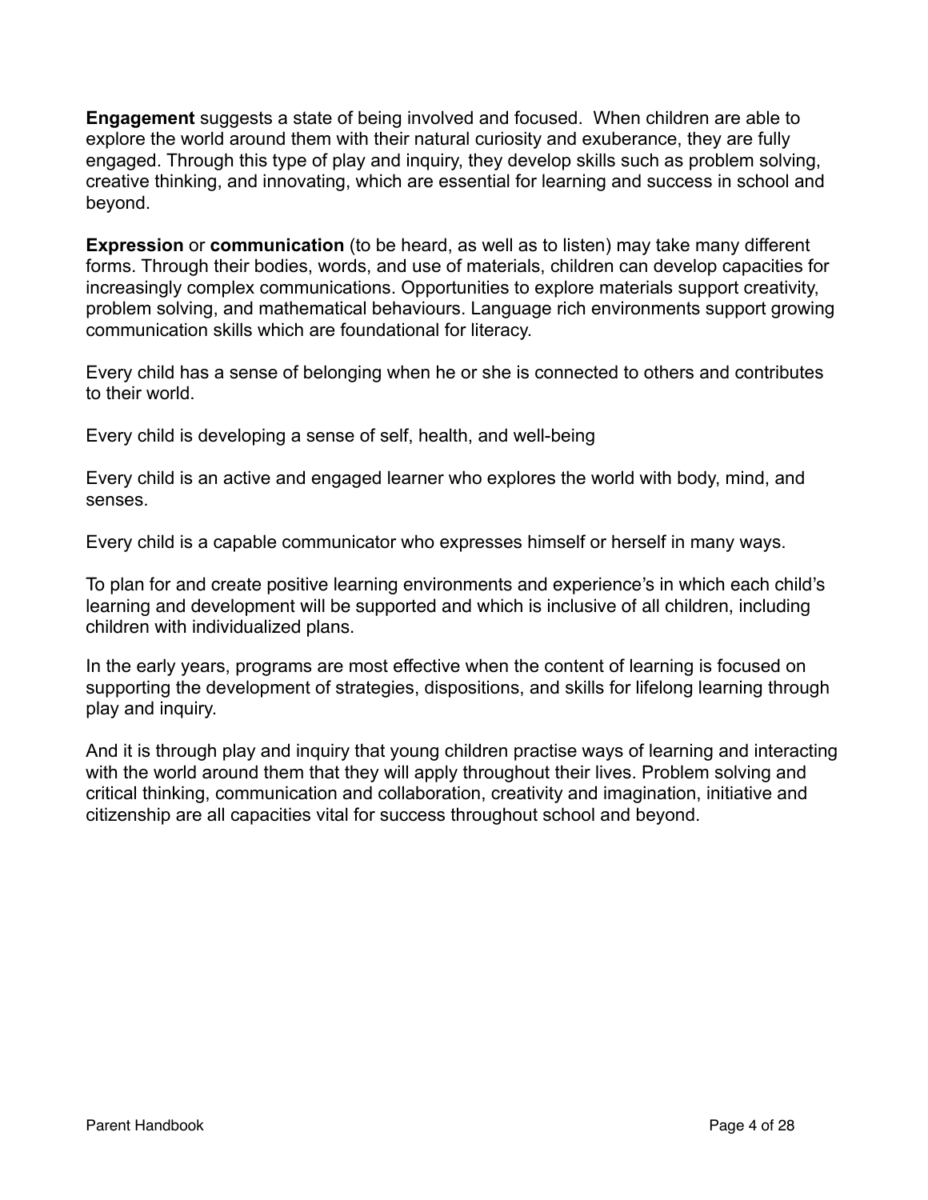**Engagement** suggests a state of being involved and focused.  When children are able to explore the world around them with their natural curiosity and exuberance, they are fully engaged. Through this type of play and inquiry, they develop skills such as problem solving, creative thinking, and innovating, which are essential for learning and success in school and beyond.

**Expression** or **communication** (to be heard, as well as to listen) may take many different forms. Through their bodies, words, and use of materials, children can develop capacities for increasingly complex communications. Opportunities to explore materials support creativity, problem solving, and mathematical behaviours. Language rich environments support growing communication skills which are foundational for literacy.

Every child has a sense of belonging when he or she is connected to others and contributes to their world.

Every child is developing a sense of self, health, and well-being

Every child is an active and engaged learner who explores the world with body, mind, and senses.

Every child is a capable communicator who expresses himself or herself in many ways.

To plan for and create positive learning environments and experience's in which each child's learning and development will be supported and which is inclusive of all children, including children with individualized plans.

In the early years, programs are most effective when the content of learning is focused on supporting the development of strategies, dispositions, and skills for lifelong learning through play and inquiry.

And it is through play and inquiry that young children practise ways of learning and interacting with the world around them that they will apply throughout their lives. Problem solving and critical thinking, communication and collaboration, creativity and imagination, initiative and citizenship are all capacities vital for success throughout school and beyond.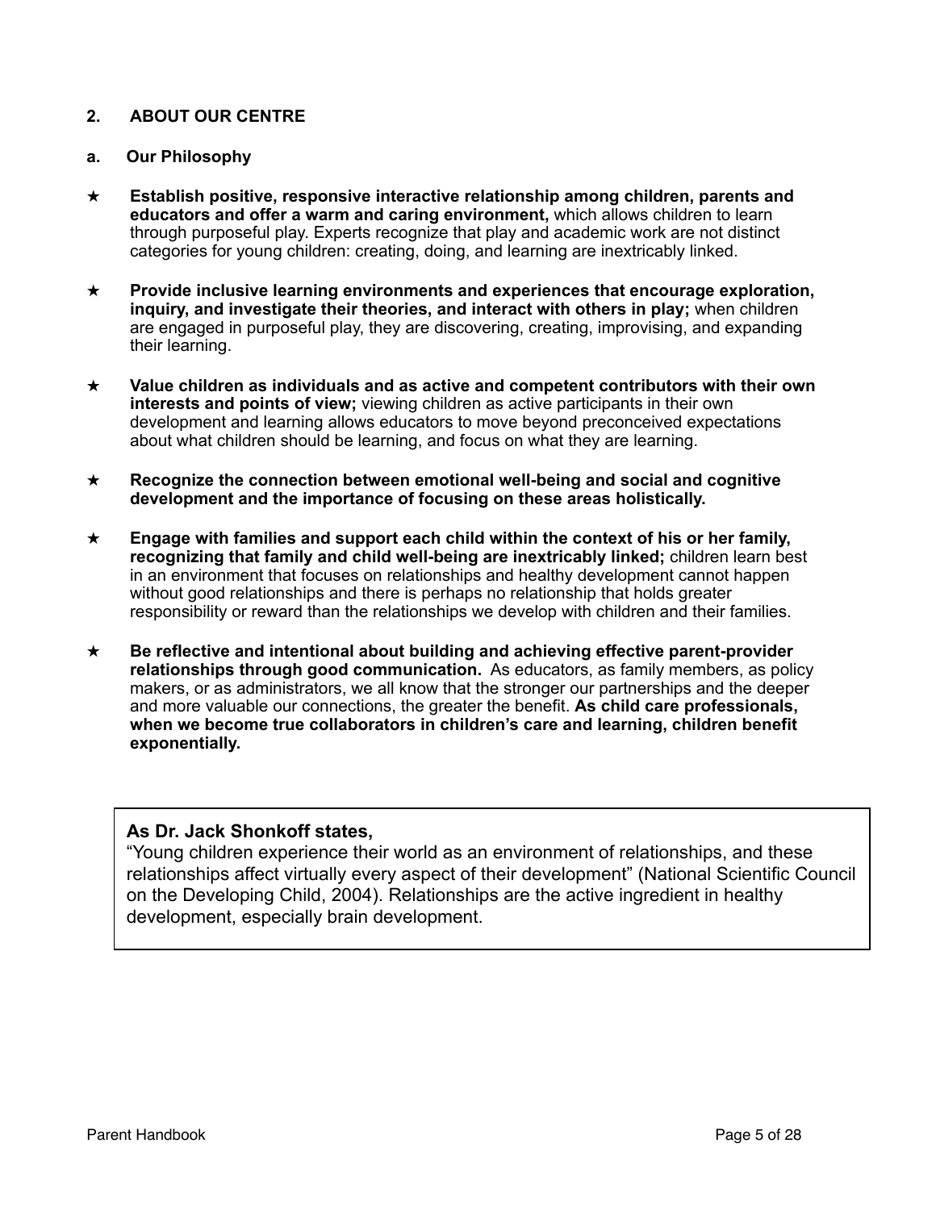## 2. ABOUT OUR CENTRE

### a. Our Philosophy

★ **Establish positive, responsive interactive relationship among children, parents and educators and offer a warm and caring environment,** which allows children to learn through purposeful play. Experts recognize that play and academic work are not distinct categories for young children: creating, doing, and learning are inextricably linked.

★ **Provide inclusive learning environments and experiences that encourage exploration, inquiry, and investigate their theories, and interact with others in play;** when children are engaged in purposeful play, they are discovering, creating, improvising, and expanding their learning.

★ **Value children as individuals and as active and competent contributors with their own interests and points of view;** viewing children as active participants in their own development and learning allows educators to move beyond preconceived expectations about what children should be learning, and focus on what they are learning.

★ **Recognize the connection between emotional well-being and social and cognitive development and the importance of focusing on these areas holistically.**

★ **Engage with families and support each child within the context of his or her family, recognizing that family and child well-being are inextricably linked;** children learn best in an environment that focuses on relationships and healthy development cannot happen without good relationships and there is perhaps no relationship that holds greater responsibility or reward than the relationships we develop with children and their families.

★ **Be reflective and intentional about building and achieving effective parent-provider relationships through good communication.** As educators, as family members, as policy makers, or as administrators, we all know that the stronger our partnerships and the deeper and more valuable our connections, the greater the benefit. **As child care professionals, when we become true collaborators in children's care and learning, children benefit exponentially.**

> **As Dr. Jack Shonkoff states,**
> "Young children experience their world as an environment of relationships, and these relationships affect virtually every aspect of their development" (National Scientific Council on the Developing Child, 2004). Relationships are the active ingredient in healthy development, especially brain development.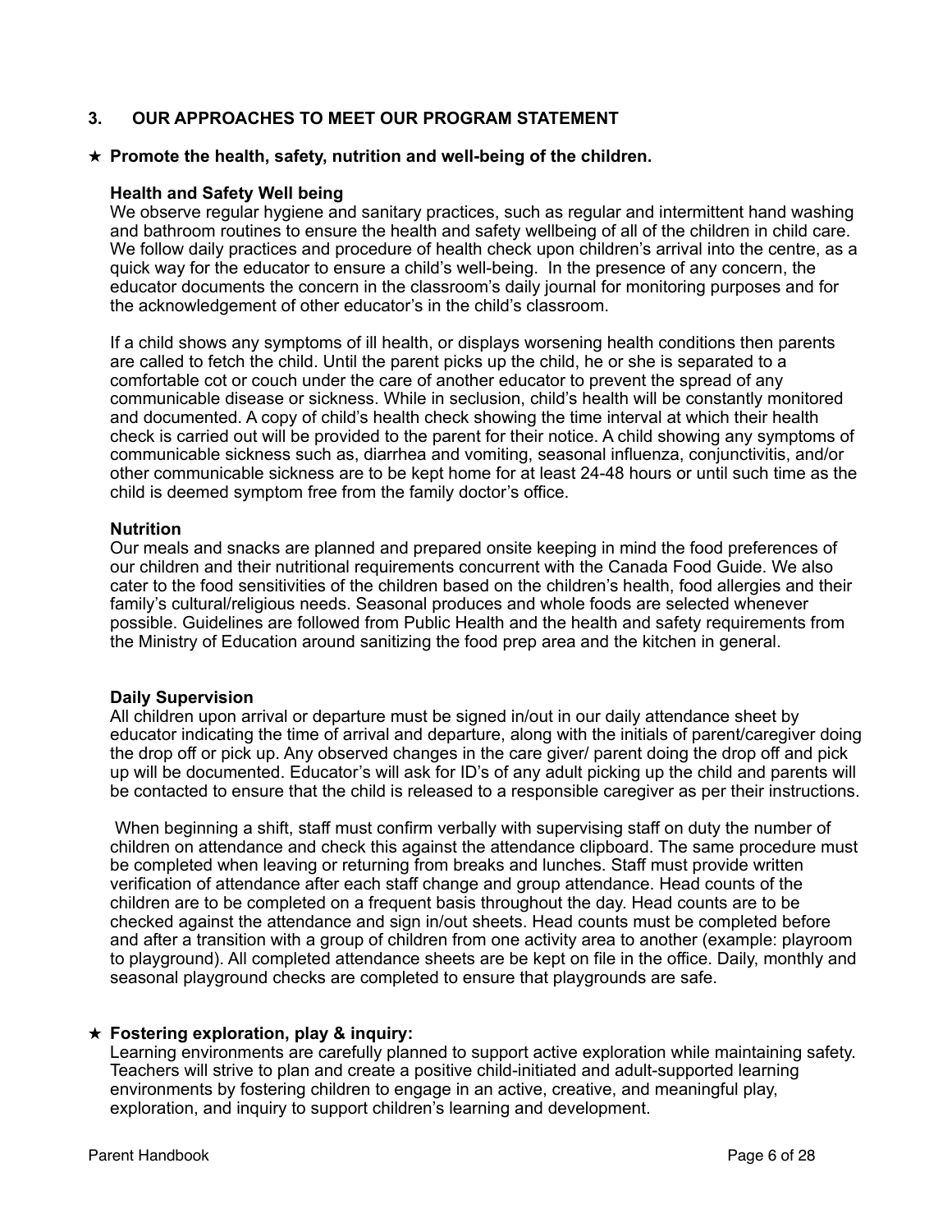## 3. OUR APPROACHES TO MEET OUR PROGRAM STATEMENT

★ **Promote the health, safety, nutrition and well-being of the children.**

**Health and Safety Well being**

We observe regular hygiene and sanitary practices, such as regular and intermittent hand washing and bathroom routines to ensure the health and safety wellbeing of all of the children in child care. We follow daily practices and procedure of health check upon children's arrival into the centre, as a quick way for the educator to ensure a child's well-being. In the presence of any concern, the educator documents the concern in the classroom's daily journal for monitoring purposes and for the acknowledgement of other educator's in the child's classroom.

If a child shows any symptoms of ill health, or displays worsening health conditions then parents are called to fetch the child. Until the parent picks up the child, he or she is separated to a comfortable cot or couch under the care of another educator to prevent the spread of any communicable disease or sickness. While in seclusion, child's health will be constantly monitored and documented. A copy of child's health check showing the time interval at which their health check is carried out will be provided to the parent for their notice. A child showing any symptoms of communicable sickness such as, diarrhea and vomiting, seasonal influenza, conjunctivitis, and/or other communicable sickness are to be kept home for at least 24-48 hours or until such time as the child is deemed symptom free from the family doctor's office.

**Nutrition**

Our meals and snacks are planned and prepared onsite keeping in mind the food preferences of our children and their nutritional requirements concurrent with the Canada Food Guide. We also cater to the food sensitivities of the children based on the children's health, food allergies and their family's cultural/religious needs. Seasonal produces and whole foods are selected whenever possible. Guidelines are followed from Public Health and the health and safety requirements from the Ministry of Education around sanitizing the food prep area and the kitchen in general.

**Daily Supervision**

All children upon arrival or departure must be signed in/out in our daily attendance sheet by educator indicating the time of arrival and departure, along with the initials of parent/caregiver doing the drop off or pick up. Any observed changes in the care giver/ parent doing the drop off and pick up will be documented. Educator's will ask for ID's of any adult picking up the child and parents will be contacted to ensure that the child is released to a responsible caregiver as per their instructions.

When beginning a shift, staff must confirm verbally with supervising staff on duty the number of children on attendance and check this against the attendance clipboard. The same procedure must be completed when leaving or returning from breaks and lunches. Staff must provide written verification of attendance after each staff change and group attendance. Head counts of the children are to be completed on a frequent basis throughout the day. Head counts are to be checked against the attendance and sign in/out sheets. Head counts must be completed before and after a transition with a group of children from one activity area to another (example: playroom to playground). All completed attendance sheets are be kept on file in the office. Daily, monthly and seasonal playground checks are completed to ensure that playgrounds are safe.

★ **Fostering exploration, play & inquiry:**

Learning environments are carefully planned to support active exploration while maintaining safety. Teachers will strive to plan and create a positive child-initiated and adult-supported learning environments by fostering children to engage in an active, creative, and meaningful play, exploration, and inquiry to support children's learning and development.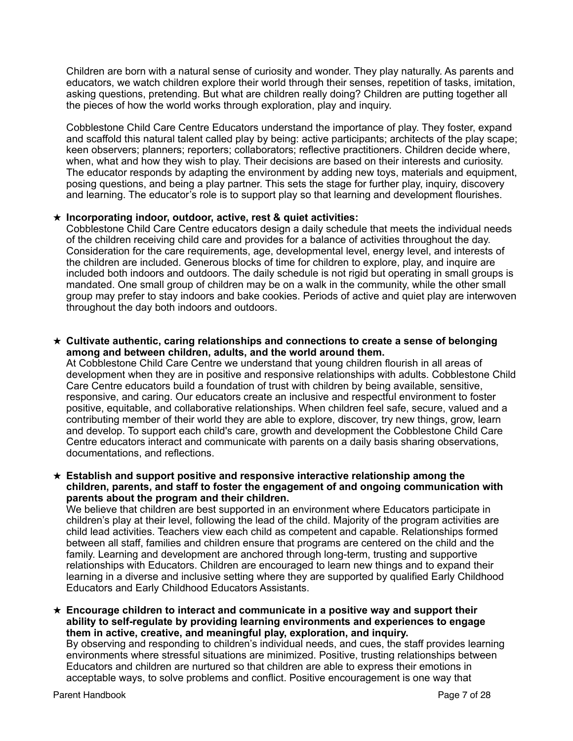Children are born with a natural sense of curiosity and wonder. They play naturally. As parents and educators, we watch children explore their world through their senses, repetition of tasks, imitation, asking questions, pretending. But what are children really doing? Children are putting together all the pieces of how the world works through exploration, play and inquiry.

Cobblestone Child Care Centre Educators understand the importance of play. They foster, expand and scaffold this natural talent called play by being: active participants; architects of the play scape; keen observers; planners; reporters; collaborators; reflective practitioners. Children decide where, when, what and how they wish to play. Their decisions are based on their interests and curiosity. The educator responds by adapting the environment by adding new toys, materials and equipment, posing questions, and being a play partner. This sets the stage for further play, inquiry, discovery and learning. The educator's role is to support play so that learning and development flourishes.

★ **Incorporating indoor, outdoor, active, rest & quiet activities:**
Cobblestone Child Care Centre educators design a daily schedule that meets the individual needs of the children receiving child care and provides for a balance of activities throughout the day. Consideration for the care requirements, age, developmental level, energy level, and interests of the children are included. Generous blocks of time for children to explore, play, and inquire are included both indoors and outdoors. The daily schedule is not rigid but operating in small groups is mandated. One small group of children may be on a walk in the community, while the other small group may prefer to stay indoors and bake cookies. Periods of active and quiet play are interwoven throughout the day both indoors and outdoors.

★ **Cultivate authentic, caring relationships and connections to create a sense of belonging among and between children, adults, and the world around them.**
At Cobblestone Child Care Centre we understand that young children flourish in all areas of development when they are in positive and responsive relationships with adults. Cobblestone Child Care Centre educators build a foundation of trust with children by being available, sensitive, responsive, and caring. Our educators create an inclusive and respectful environment to foster positive, equitable, and collaborative relationships. When children feel safe, secure, valued and a contributing member of their world they are able to explore, discover, try new things, grow, learn and develop. To support each child's care, growth and development the Cobblestone Child Care Centre educators interact and communicate with parents on a daily basis sharing observations, documentations, and reflections.

★ **Establish and support positive and responsive interactive relationship among the children, parents, and staff to foster the engagement of and ongoing communication with parents about the program and their children.**
We believe that children are best supported in an environment where Educators participate in children's play at their level, following the lead of the child. Majority of the program activities are child lead activities. Teachers view each child as competent and capable. Relationships formed between all staff, families and children ensure that programs are centered on the child and the family. Learning and development are anchored through long-term, trusting and supportive relationships with Educators. Children are encouraged to learn new things and to expand their learning in a diverse and inclusive setting where they are supported by qualified Early Childhood Educators and Early Childhood Educators Assistants.

★ **Encourage children to interact and communicate in a positive way and support their ability to self-regulate by providing learning environments and experiences to engage them in active, creative, and meaningful play, exploration, and inquiry.**
By observing and responding to children's individual needs, and cues, the staff provides learning environments where stressful situations are minimized. Positive, trusting relationships between Educators and children are nurtured so that children are able to express their emotions in acceptable ways, to solve problems and conflict. Positive encouragement is one way that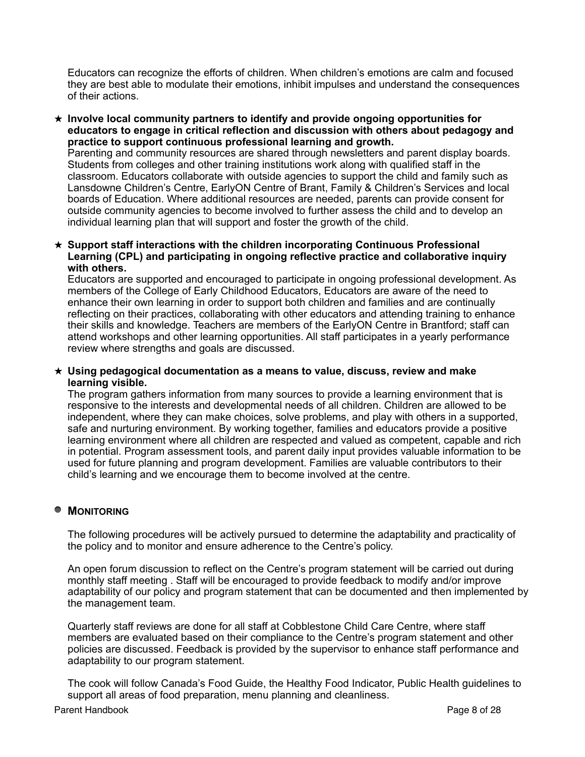Educators can recognize the efforts of children. When children's emotions are calm and focused they are best able to modulate their emotions, inhibit impulses and understand the consequences of their actions.

★ **Involve local community partners to identify and provide ongoing opportunities for educators to engage in critical reflection and discussion with others about pedagogy and practice to support continuous professional learning and growth.**
Parenting and community resources are shared through newsletters and parent display boards. Students from colleges and other training institutions work along with qualified staff in the classroom. Educators collaborate with outside agencies to support the child and family such as Lansdowne Children's Centre, EarlyON Centre of Brant, Family & Children's Services and local boards of Education. Where additional resources are needed, parents can provide consent for outside community agencies to become involved to further assess the child and to develop an individual learning plan that will support and foster the growth of the child.

★ **Support staff interactions with the children incorporating Continuous Professional Learning (CPL) and participating in ongoing reflective practice and collaborative inquiry with others.**
Educators are supported and encouraged to participate in ongoing professional development. As members of the College of Early Childhood Educators, Educators are aware of the need to enhance their own learning in order to support both children and families and are continually reflecting on their practices, collaborating with other educators and attending training to enhance their skills and knowledge. Teachers are members of the EarlyON Centre in Brantford; staff can attend workshops and other learning opportunities. All staff participates in a yearly performance review where strengths and goals are discussed.

★ **Using pedagogical documentation as a means to value, discuss, review and make learning visible.**
The program gathers information from many sources to provide a learning environment that is responsive to the interests and developmental needs of all children. Children are allowed to be independent, where they can make choices, solve problems, and play with others in a supported, safe and nurturing environment. By working together, families and educators provide a positive learning environment where all children are respected and valued as competent, capable and rich in potential. Program assessment tools, and parent daily input provides valuable information to be used for future planning and program development. Families are valuable contributors to their child's learning and we encourage them to become involved at the centre.

## MONITORING

The following procedures will be actively pursued to determine the adaptability and practicality of the policy and to monitor and ensure adherence to the Centre's policy.

An open forum discussion to reflect on the Centre's program statement will be carried out during monthly staff meeting . Staff will be encouraged to provide feedback to modify and/or improve adaptability of our policy and program statement that can be documented and then implemented by the management team.

Quarterly staff reviews are done for all staff at Cobblestone Child Care Centre, where staff members are evaluated based on their compliance to the Centre's program statement and other policies are discussed. Feedback is provided by the supervisor to enhance staff performance and adaptability to our program statement.

The cook will follow Canada's Food Guide, the Healthy Food Indicator, Public Health guidelines to support all areas of food preparation, menu planning and cleanliness.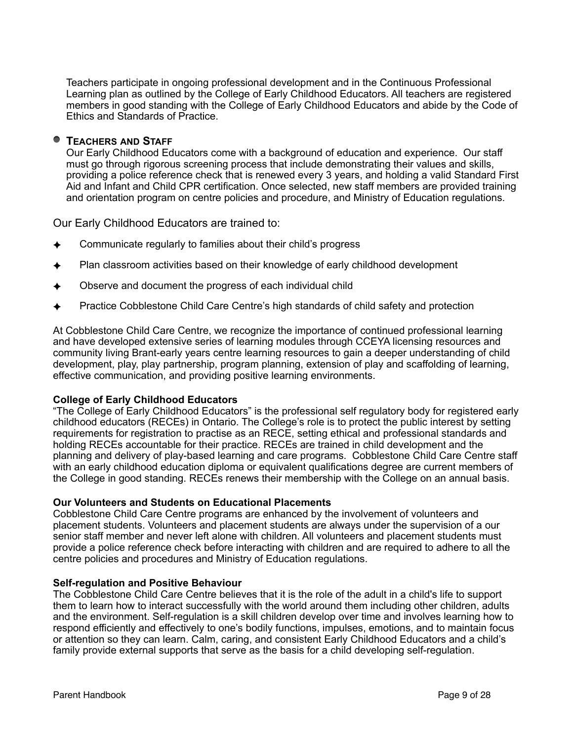Teachers participate in ongoing professional development and in the Continuous Professional Learning plan as outlined by the College of Early Childhood Educators. All teachers are registered members in good standing with the College of Early Childhood Educators and abide by the Code of Ethics and Standards of Practice.

- **TEACHERS AND STAFF**

  Our Early Childhood Educators come with a background of education and experience. Our staff must go through rigorous screening process that include demonstrating their values and skills, providing a police reference check that is renewed every 3 years, and holding a valid Standard First Aid and Infant and Child CPR certification. Once selected, new staff members are provided training and orientation program on centre policies and procedure, and Ministry of Education regulations.

Our Early Childhood Educators are trained to:

- Communicate regularly to families about their child's progress
- Plan classroom activities based on their knowledge of early childhood development
- Observe and document the progress of each individual child
- Practice Cobblestone Child Care Centre's high standards of child safety and protection

At Cobblestone Child Care Centre, we recognize the importance of continued professional learning and have developed extensive series of learning modules through CCEYA licensing resources and community living Brant-early years centre learning resources to gain a deeper understanding of child development, play, play partnership, program planning, extension of play and scaffolding of learning, effective communication, and providing positive learning environments.

**College of Early Childhood Educators**

"The College of Early Childhood Educators" is the professional self regulatory body for registered early childhood educators (RECEs) in Ontario. The College's role is to protect the public interest by setting requirements for registration to practise as an RECE, setting ethical and professional standards and holding RECEs accountable for their practice. RECEs are trained in child development and the planning and delivery of play-based learning and care programs. Cobblestone Child Care Centre staff with an early childhood education diploma or equivalent qualifications degree are current members of the College in good standing. RECEs renews their membership with the College on an annual basis.

**Our Volunteers and Students on Educational Placements**

Cobblestone Child Care Centre programs are enhanced by the involvement of volunteers and placement students. Volunteers and placement students are always under the supervision of a our senior staff member and never left alone with children. All volunteers and placement students must provide a police reference check before interacting with children and are required to adhere to all the centre policies and procedures and Ministry of Education regulations.

**Self-regulation and Positive Behaviour**

The Cobblestone Child Care Centre believes that it is the role of the adult in a child's life to support them to learn how to interact successfully with the world around them including other children, adults and the environment. Self-regulation is a skill children develop over time and involves learning how to respond efficiently and effectively to one's bodily functions, impulses, emotions, and to maintain focus or attention so they can learn. Calm, caring, and consistent Early Childhood Educators and a child's family provide external supports that serve as the basis for a child developing self-regulation.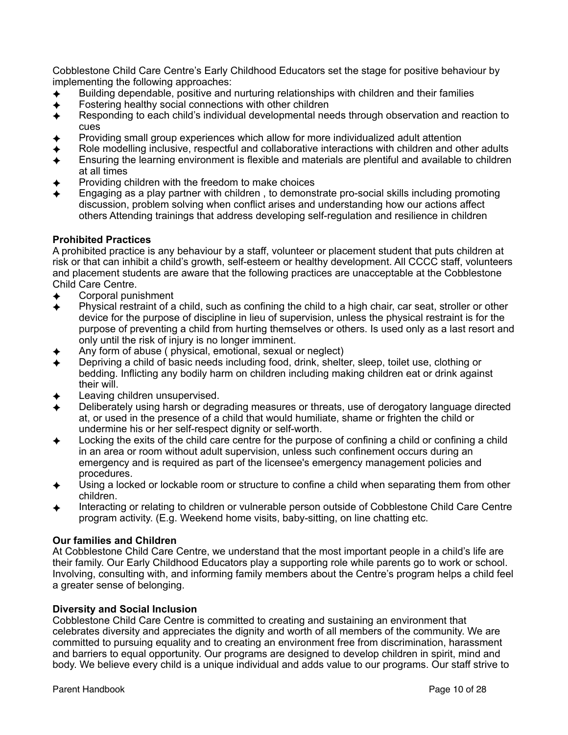Cobblestone Child Care Centre's Early Childhood Educators set the stage for positive behaviour by implementing the following approaches:

- Building dependable, positive and nurturing relationships with children and their families
- Fostering healthy social connections with other children
- Responding to each child's individual developmental needs through observation and reaction to cues
- Providing small group experiences which allow for more individualized adult attention
- Role modelling inclusive, respectful and collaborative interactions with children and other adults
- Ensuring the learning environment is flexible and materials are plentiful and available to children at all times
- Providing children with the freedom to make choices
- Engaging as a play partner with children , to demonstrate pro-social skills including promoting discussion, problem solving when conflict arises and understanding how our actions affect others Attending trainings that address developing self-regulation and resilience in children

**Prohibited Practices**

A prohibited practice is any behaviour by a staff, volunteer or placement student that puts children at risk or that can inhibit a child's growth, self-esteem or healthy development. All CCCC staff, volunteers and placement students are aware that the following practices are unacceptable at the Cobblestone Child Care Centre.

- Corporal punishment
- Physical restraint of a child, such as confining the child to a high chair, car seat, stroller or other device for the purpose of discipline in lieu of supervision, unless the physical restraint is for the purpose of preventing a child from hurting themselves or others. Is used only as a last resort and only until the risk of injury is no longer imminent.
- Any form of abuse ( physical, emotional, sexual or neglect)
- Depriving a child of basic needs including food, drink, shelter, sleep, toilet use, clothing or bedding. Inflicting any bodily harm on children including making children eat or drink against their will.
- Leaving children unsupervised.
- Deliberately using harsh or degrading measures or threats, use of derogatory language directed at, or used in the presence of a child that would humiliate, shame or frighten the child or undermine his or her self-respect dignity or self-worth.
- Locking the exits of the child care centre for the purpose of confining a child or confining a child in an area or room without adult supervision, unless such confinement occurs during an emergency and is required as part of the licensee's emergency management policies and procedures.
- Using a locked or lockable room or structure to confine a child when separating them from other children.
- Interacting or relating to children or vulnerable person outside of Cobblestone Child Care Centre program activity. (E.g. Weekend home visits, baby-sitting, on line chatting etc.

**Our families and Children**

At Cobblestone Child Care Centre, we understand that the most important people in a child's life are their family. Our Early Childhood Educators play a supporting role while parents go to work or school. Involving, consulting with, and informing family members about the Centre's program helps a child feel a greater sense of belonging.

**Diversity and Social Inclusion**

Cobblestone Child Care Centre is committed to creating and sustaining an environment that celebrates diversity and appreciates the dignity and worth of all members of the community. We are committed to pursuing equality and to creating an environment free from discrimination, harassment and barriers to equal opportunity. Our programs are designed to develop children in spirit, mind and body. We believe every child is a unique individual and adds value to our programs. Our staff strive to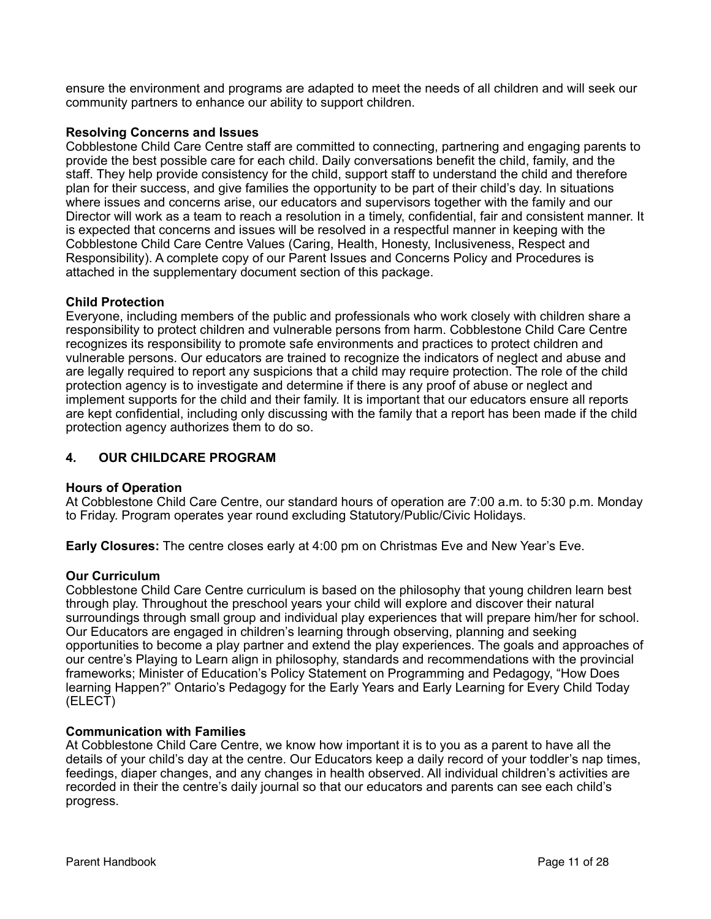ensure the environment and programs are adapted to meet the needs of all children and will seek our community partners to enhance our ability to support children.

### Resolving Concerns and Issues

Cobblestone Child Care Centre staff are committed to connecting, partnering and engaging parents to provide the best possible care for each child. Daily conversations benefit the child, family, and the staff. They help provide consistency for the child, support staff to understand the child and therefore plan for their success, and give families the opportunity to be part of their child's day. In situations where issues and concerns arise, our educators and supervisors together with the family and our Director will work as a team to reach a resolution in a timely, confidential, fair and consistent manner. It is expected that concerns and issues will be resolved in a respectful manner in keeping with the Cobblestone Child Care Centre Values (Caring, Health, Honesty, Inclusiveness, Respect and Responsibility). A complete copy of our Parent Issues and Concerns Policy and Procedures is attached in the supplementary document section of this package.

### Child Protection

Everyone, including members of the public and professionals who work closely with children share a responsibility to protect children and vulnerable persons from harm. Cobblestone Child Care Centre recognizes its responsibility to promote safe environments and practices to protect children and vulnerable persons. Our educators are trained to recognize the indicators of neglect and abuse and are legally required to report any suspicions that a child may require protection. The role of the child protection agency is to investigate and determine if there is any proof of abuse or neglect and implement supports for the child and their family. It is important that our educators ensure all reports are kept confidential, including only discussing with the family that a report has been made if the child protection agency authorizes them to do so.

## 4. OUR CHILDCARE PROGRAM

### Hours of Operation

At Cobblestone Child Care Centre, our standard hours of operation are 7:00 a.m. to 5:30 p.m. Monday to Friday. Program operates year round excluding Statutory/Public/Civic Holidays.

**Early Closures:** The centre closes early at 4:00 pm on Christmas Eve and New Year's Eve.

### Our Curriculum

Cobblestone Child Care Centre curriculum is based on the philosophy that young children learn best through play. Throughout the preschool years your child will explore and discover their natural surroundings through small group and individual play experiences that will prepare him/her for school. Our Educators are engaged in children's learning through observing, planning and seeking opportunities to become a play partner and extend the play experiences. The goals and approaches of our centre's Playing to Learn align in philosophy, standards and recommendations with the provincial frameworks; Minister of Education's Policy Statement on Programming and Pedagogy, "How Does learning Happen?" Ontario's Pedagogy for the Early Years and Early Learning for Every Child Today (ELECT)

### Communication with Families

At Cobblestone Child Care Centre, we know how important it is to you as a parent to have all the details of your child's day at the centre. Our Educators keep a daily record of your toddler's nap times, feedings, diaper changes, and any changes in health observed. All individual children's activities are recorded in their the centre's daily journal so that our educators and parents can see each child's progress.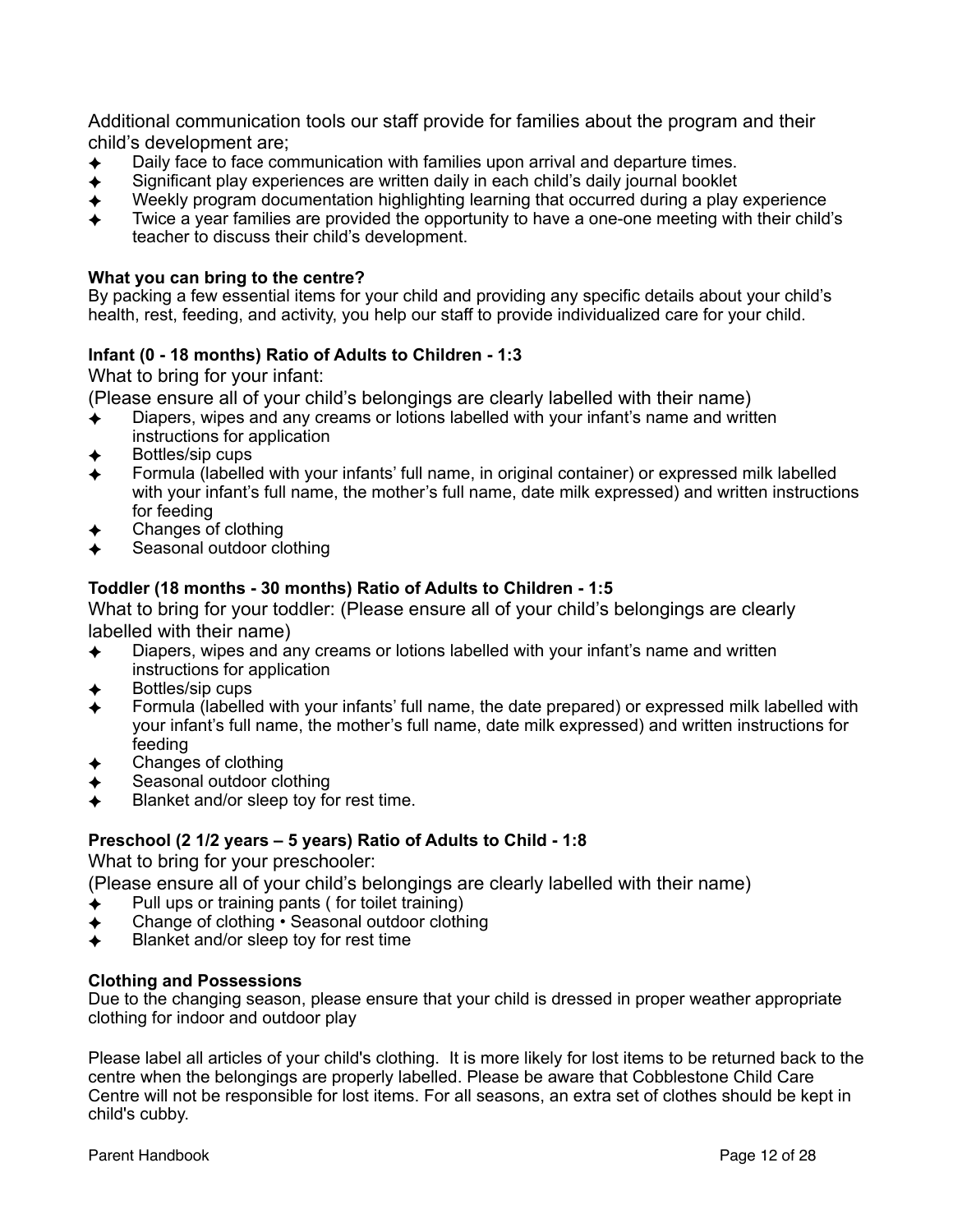Additional communication tools our staff provide for families about the program and their child's development are;

- Daily face to face communication with families upon arrival and departure times.
- Significant play experiences are written daily in each child's daily journal booklet
- Weekly program documentation highlighting learning that occurred during a play experience
- Twice a year families are provided the opportunity to have a one-one meeting with their child's teacher to discuss their child's development.

**What you can bring to the centre?**

By packing a few essential items for your child and providing any specific details about your child's health, rest, feeding, and activity, you help our staff to provide individualized care for your child.

**Infant (0 - 18 months) Ratio of Adults to Children - 1:3**

What to bring for your infant:

(Please ensure all of your child's belongings are clearly labelled with their name)

- Diapers, wipes and any creams or lotions labelled with your infant's name and written instructions for application
- Bottles/sip cups
- Formula (labelled with your infants' full name, in original container) or expressed milk labelled with your infant's full name, the mother's full name, date milk expressed) and written instructions for feeding
- Changes of clothing
- Seasonal outdoor clothing

**Toddler (18 months - 30 months) Ratio of Adults to Children - 1:5**

What to bring for your toddler: (Please ensure all of your child's belongings are clearly labelled with their name)

- Diapers, wipes and any creams or lotions labelled with your infant's name and written instructions for application
- Bottles/sip cups
- Formula (labelled with your infants' full name, the date prepared) or expressed milk labelled with your infant's full name, the mother's full name, date milk expressed) and written instructions for feeding
- Changes of clothing
- Seasonal outdoor clothing
- Blanket and/or sleep toy for rest time.

**Preschool (2 1/2 years – 5 years) Ratio of Adults to Child - 1:8**

What to bring for your preschooler:

(Please ensure all of your child's belongings are clearly labelled with their name)

- Pull ups or training pants ( for toilet training)
- Change of clothing • Seasonal outdoor clothing
- Blanket and/or sleep toy for rest time

**Clothing and Possessions**

Due to the changing season, please ensure that your child is dressed in proper weather appropriate clothing for indoor and outdoor play

Please label all articles of your child's clothing. It is more likely for lost items to be returned back to the centre when the belongings are properly labelled. Please be aware that Cobblestone Child Care Centre will not be responsible for lost items. For all seasons, an extra set of clothes should be kept in child's cubby.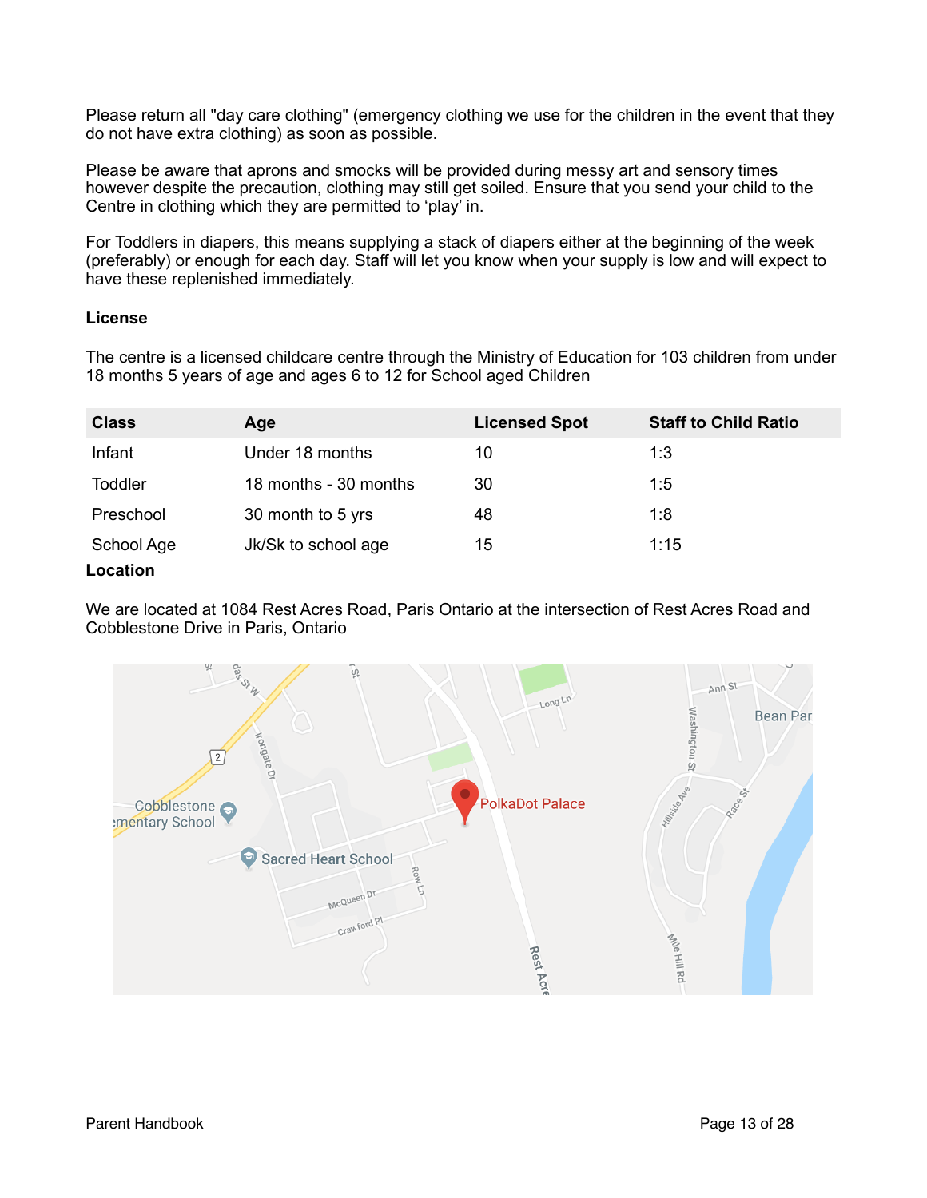Please return all "day care clothing" (emergency clothing we use for the children in the event that they do not have extra clothing) as soon as possible.

Please be aware that aprons and smocks will be provided during messy art and sensory times however despite the precaution, clothing may still get soiled. Ensure that you send your child to the Centre in clothing which they are permitted to 'play' in.

For Toddlers in diapers, this means supplying a stack of diapers either at the beginning of the week (preferably) or enough for each day. Staff will let you know when your supply is low and will expect to have these replenished immediately.

**License**

The centre is a licensed childcare centre through the Ministry of Education for 103 children from under 18 months 5 years of age and ages 6 to 12 for School aged Children

| Class | Age | Licensed Spot | Staff to Child Ratio |
|---|---|---|---|
| Infant | Under 18 months | 10 | 1:3 |
| Toddler | 18 months - 30 months | 30 | 1:5 |
| Preschool | 30 month to 5 yrs | 48 | 1:8 |
| School Age | Jk/Sk to school age | 15 | 1:15 |

**Location**

We are located at 1084 Rest Acres Road, Paris Ontario at the intersection of Rest Acres Road and Cobblestone Drive in Paris, Ontario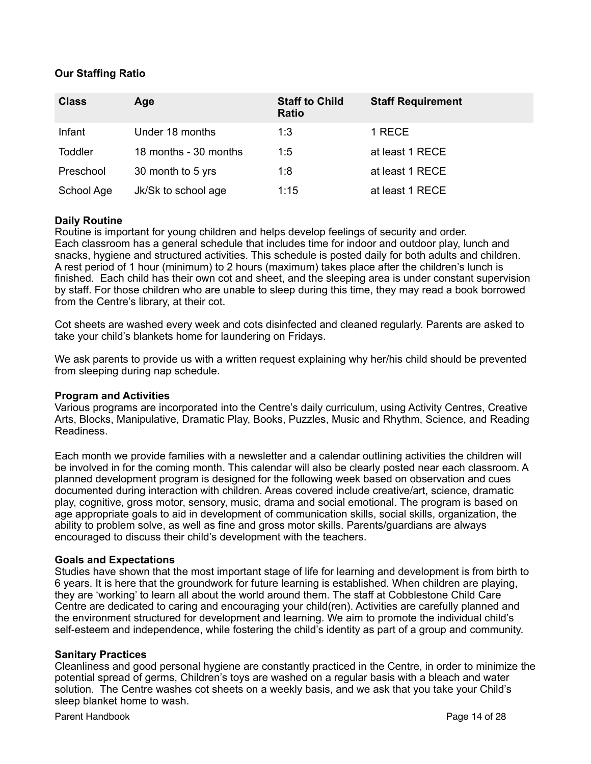**Our Staffing Ratio**

| Class | Age | Staff to Child Ratio | Staff Requirement |
|---|---|---|---|
| Infant | Under 18 months | 1:3 | 1 RECE |
| Toddler | 18 months - 30 months | 1:5 | at least 1 RECE |
| Preschool | 30 month to 5 yrs | 1:8 | at least 1 RECE |
| School Age | Jk/Sk to school age | 1:15 | at least 1 RECE |

**Daily Routine**
Routine is important for young children and helps develop feelings of security and order. Each classroom has a general schedule that includes time for indoor and outdoor play, lunch and snacks, hygiene and structured activities. This schedule is posted daily for both adults and children. A rest period of 1 hour (minimum) to 2 hours (maximum) takes place after the children's lunch is finished. Each child has their own cot and sheet, and the sleeping area is under constant supervision by staff. For those children who are unable to sleep during this time, they may read a book borrowed from the Centre's library, at their cot.

Cot sheets are washed every week and cots disinfected and cleaned regularly. Parents are asked to take your child's blankets home for laundering on Fridays.

We ask parents to provide us with a written request explaining why her/his child should be prevented from sleeping during nap schedule.

**Program and Activities**
Various programs are incorporated into the Centre's daily curriculum, using Activity Centres, Creative Arts, Blocks, Manipulative, Dramatic Play, Books, Puzzles, Music and Rhythm, Science, and Reading Readiness.

Each month we provide families with a newsletter and a calendar outlining activities the children will be involved in for the coming month. This calendar will also be clearly posted near each classroom. A planned development program is designed for the following week based on observation and cues documented during interaction with children. Areas covered include creative/art, science, dramatic play, cognitive, gross motor, sensory, music, drama and social emotional. The program is based on age appropriate goals to aid in development of communication skills, social skills, organization, the ability to problem solve, as well as fine and gross motor skills. Parents/guardians are always encouraged to discuss their child's development with the teachers.

**Goals and Expectations**
Studies have shown that the most important stage of life for learning and development is from birth to 6 years. It is here that the groundwork for future learning is established. When children are playing, they are 'working' to learn all about the world around them. The staff at Cobblestone Child Care Centre are dedicated to caring and encouraging your child(ren). Activities are carefully planned and the environment structured for development and learning. We aim to promote the individual child's self-esteem and independence, while fostering the child's identity as part of a group and community.

**Sanitary Practices**
Cleanliness and good personal hygiene are constantly practiced in the Centre, in order to minimize the potential spread of germs, Children's toys are washed on a regular basis with a bleach and water solution. The Centre washes cot sheets on a weekly basis, and we ask that you take your Child's sleep blanket home to wash.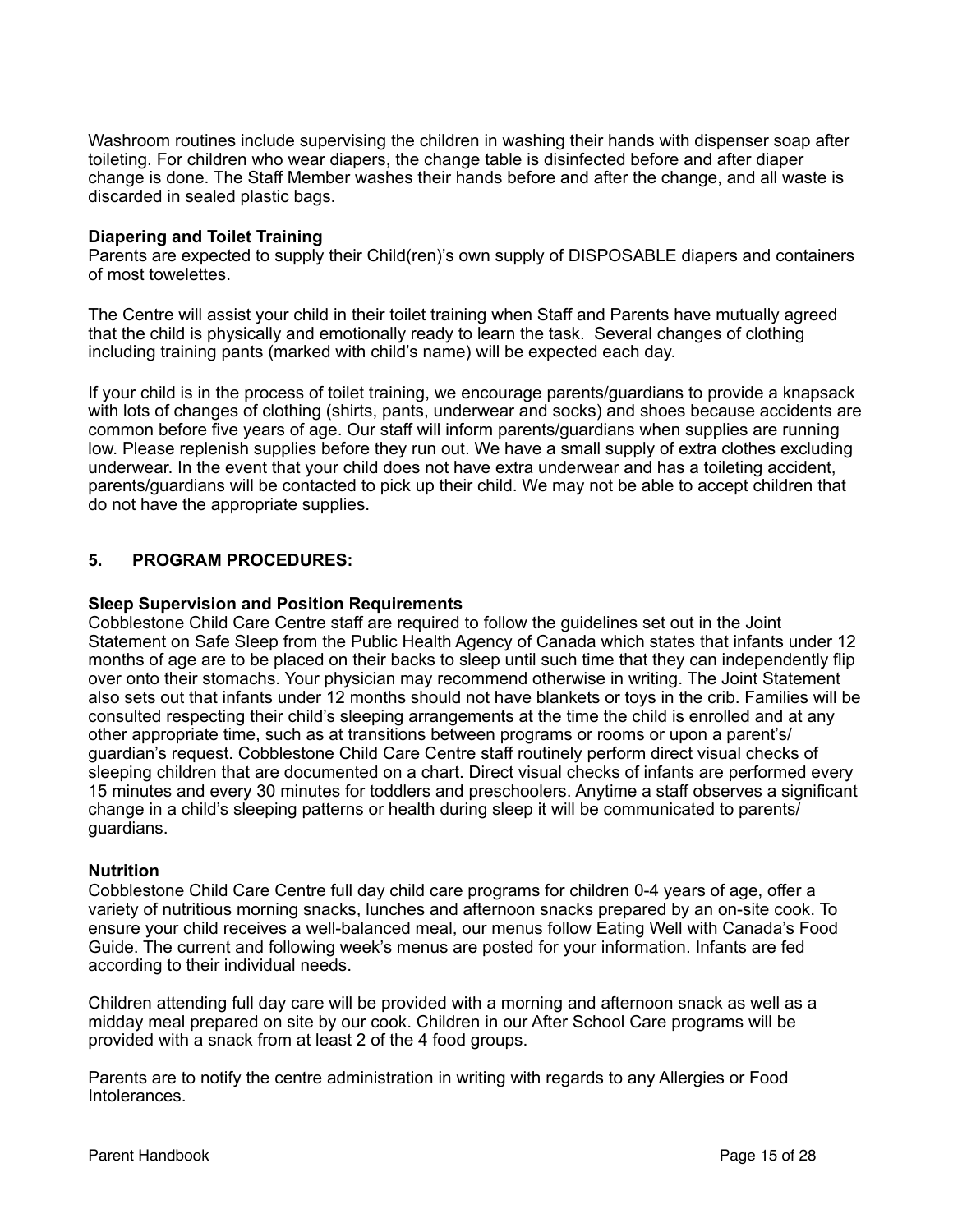Washroom routines include supervising the children in washing their hands with dispenser soap after toileting. For children who wear diapers, the change table is disinfected before and after diaper change is done. The Staff Member washes their hands before and after the change, and all waste is discarded in sealed plastic bags.

### Diapering and Toilet Training

Parents are expected to supply their Child(ren)'s own supply of DISPOSABLE diapers and containers of most towelettes.

The Centre will assist your child in their toilet training when Staff and Parents have mutually agreed that the child is physically and emotionally ready to learn the task. Several changes of clothing including training pants (marked with child's name) will be expected each day.

If your child is in the process of toilet training, we encourage parents/guardians to provide a knapsack with lots of changes of clothing (shirts, pants, underwear and socks) and shoes because accidents are common before five years of age. Our staff will inform parents/guardians when supplies are running low. Please replenish supplies before they run out. We have a small supply of extra clothes excluding underwear. In the event that your child does not have extra underwear and has a toileting accident, parents/guardians will be contacted to pick up their child. We may not be able to accept children that do not have the appropriate supplies.

## 5. PROGRAM PROCEDURES:

### Sleep Supervision and Position Requirements

Cobblestone Child Care Centre staff are required to follow the guidelines set out in the Joint Statement on Safe Sleep from the Public Health Agency of Canada which states that infants under 12 months of age are to be placed on their backs to sleep until such time that they can independently flip over onto their stomachs. Your physician may recommend otherwise in writing. The Joint Statement also sets out that infants under 12 months should not have blankets or toys in the crib. Families will be consulted respecting their child's sleeping arrangements at the time the child is enrolled and at any other appropriate time, such as at transitions between programs or rooms or upon a parent's/guardian's request. Cobblestone Child Care Centre staff routinely perform direct visual checks of sleeping children that are documented on a chart. Direct visual checks of infants are performed every 15 minutes and every 30 minutes for toddlers and preschoolers. Anytime a staff observes a significant change in a child's sleeping patterns or health during sleep it will be communicated to parents/guardians.

### Nutrition

Cobblestone Child Care Centre full day child care programs for children 0-4 years of age, offer a variety of nutritious morning snacks, lunches and afternoon snacks prepared by an on-site cook. To ensure your child receives a well-balanced meal, our menus follow Eating Well with Canada's Food Guide. The current and following week's menus are posted for your information. Infants are fed according to their individual needs.

Children attending full day care will be provided with a morning and afternoon snack as well as a midday meal prepared on site by our cook. Children in our After School Care programs will be provided with a snack from at least 2 of the 4 food groups.

Parents are to notify the centre administration in writing with regards to any Allergies or Food Intolerances.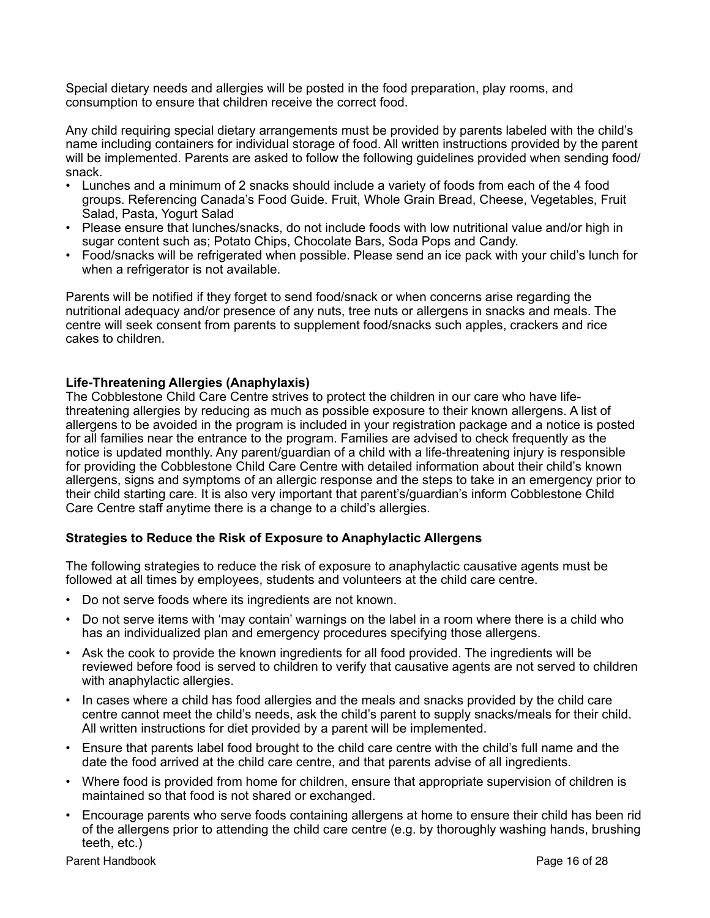Special dietary needs and allergies will be posted in the food preparation, play rooms, and consumption to ensure that children receive the correct food.

Any child requiring special dietary arrangements must be provided by parents labeled with the child's name including containers for individual storage of food. All written instructions provided by the parent will be implemented. Parents are asked to follow the following guidelines provided when sending food/ snack.

- Lunches and a minimum of 2 snacks should include a variety of foods from each of the 4 food groups. Referencing Canada's Food Guide. Fruit, Whole Grain Bread, Cheese, Vegetables, Fruit Salad, Pasta, Yogurt Salad
- Please ensure that lunches/snacks, do not include foods with low nutritional value and/or high in sugar content such as; Potato Chips, Chocolate Bars, Soda Pops and Candy.
- Food/snacks will be refrigerated when possible. Please send an ice pack with your child's lunch for when a refrigerator is not available.

Parents will be notified if they forget to send food/snack or when concerns arise regarding the nutritional adequacy and/or presence of any nuts, tree nuts or allergens in snacks and meals. The centre will seek consent from parents to supplement food/snacks such apples, crackers and rice cakes to children.

**Life-Threatening Allergies (Anaphylaxis)**

The Cobblestone Child Care Centre strives to protect the children in our care who have life-threatening allergies by reducing as much as possible exposure to their known allergens. A list of allergens to be avoided in the program is included in your registration package and a notice is posted for all families near the entrance to the program. Families are advised to check frequently as the notice is updated monthly. Any parent/guardian of a child with a life-threatening injury is responsible for providing the Cobblestone Child Care Centre with detailed information about their child's known allergens, signs and symptoms of an allergic response and the steps to take in an emergency prior to their child starting care. It is also very important that parent's/guardian's inform Cobblestone Child Care Centre staff anytime there is a change to a child's allergies.

**Strategies to Reduce the Risk of Exposure to Anaphylactic Allergens**

The following strategies to reduce the risk of exposure to anaphylactic causative agents must be followed at all times by employees, students and volunteers at the child care centre.

- Do not serve foods where its ingredients are not known.
- Do not serve items with 'may contain' warnings on the label in a room where there is a child who has an individualized plan and emergency procedures specifying those allergens.
- Ask the cook to provide the known ingredients for all food provided. The ingredients will be reviewed before food is served to children to verify that causative agents are not served to children with anaphylactic allergies.
- In cases where a child has food allergies and the meals and snacks provided by the child care centre cannot meet the child's needs, ask the child's parent to supply snacks/meals for their child. All written instructions for diet provided by a parent will be implemented.
- Ensure that parents label food brought to the child care centre with the child's full name and the date the food arrived at the child care centre, and that parents advise of all ingredients.
- Where food is provided from home for children, ensure that appropriate supervision of children is maintained so that food is not shared or exchanged.
- Encourage parents who serve foods containing allergens at home to ensure their child has been rid of the allergens prior to attending the child care centre (e.g. by thoroughly washing hands, brushing teeth, etc.)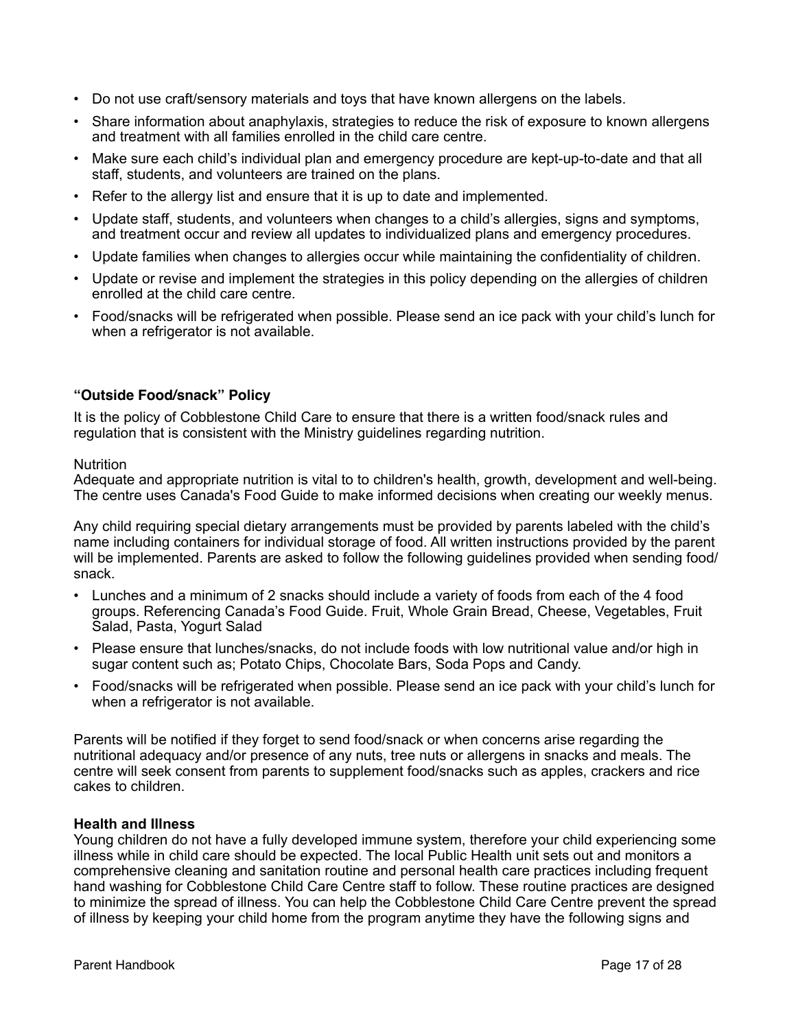- Do not use craft/sensory materials and toys that have known allergens on the labels.
- Share information about anaphylaxis, strategies to reduce the risk of exposure to known allergens and treatment with all families enrolled in the child care centre.
- Make sure each child's individual plan and emergency procedure are kept-up-to-date and that all staff, students, and volunteers are trained on the plans.
- Refer to the allergy list and ensure that it is up to date and implemented.
- Update staff, students, and volunteers when changes to a child's allergies, signs and symptoms, and treatment occur and review all updates to individualized plans and emergency procedures.
- Update families when changes to allergies occur while maintaining the confidentiality of children.
- Update or revise and implement the strategies in this policy depending on the allergies of children enrolled at the child care centre.
- Food/snacks will be refrigerated when possible. Please send an ice pack with your child's lunch for when a refrigerator is not available.

**"Outside Food/snack" Policy**

It is the policy of Cobblestone Child Care to ensure that there is a written food/snack rules and regulation that is consistent with the Ministry guidelines regarding nutrition.

Nutrition
Adequate and appropriate nutrition is vital to to children's health, growth, development and well-being. The centre uses Canada's Food Guide to make informed decisions when creating our weekly menus.

Any child requiring special dietary arrangements must be provided by parents labeled with the child's name including containers for individual storage of food. All written instructions provided by the parent will be implemented. Parents are asked to follow the following guidelines provided when sending food/ snack.

- Lunches and a minimum of 2 snacks should include a variety of foods from each of the 4 food groups. Referencing Canada's Food Guide. Fruit, Whole Grain Bread, Cheese, Vegetables, Fruit Salad, Pasta, Yogurt Salad
- Please ensure that lunches/snacks, do not include foods with low nutritional value and/or high in sugar content such as; Potato Chips, Chocolate Bars, Soda Pops and Candy.
- Food/snacks will be refrigerated when possible. Please send an ice pack with your child's lunch for when a refrigerator is not available.

Parents will be notified if they forget to send food/snack or when concerns arise regarding the nutritional adequacy and/or presence of any nuts, tree nuts or allergens in snacks and meals. The centre will seek consent from parents to supplement food/snacks such as apples, crackers and rice cakes to children.

**Health and Illness**
Young children do not have a fully developed immune system, therefore your child experiencing some illness while in child care should be expected. The local Public Health unit sets out and monitors a comprehensive cleaning and sanitation routine and personal health care practices including frequent hand washing for Cobblestone Child Care Centre staff to follow. These routine practices are designed to minimize the spread of illness. You can help the Cobblestone Child Care Centre prevent the spread of illness by keeping your child home from the program anytime they have the following signs and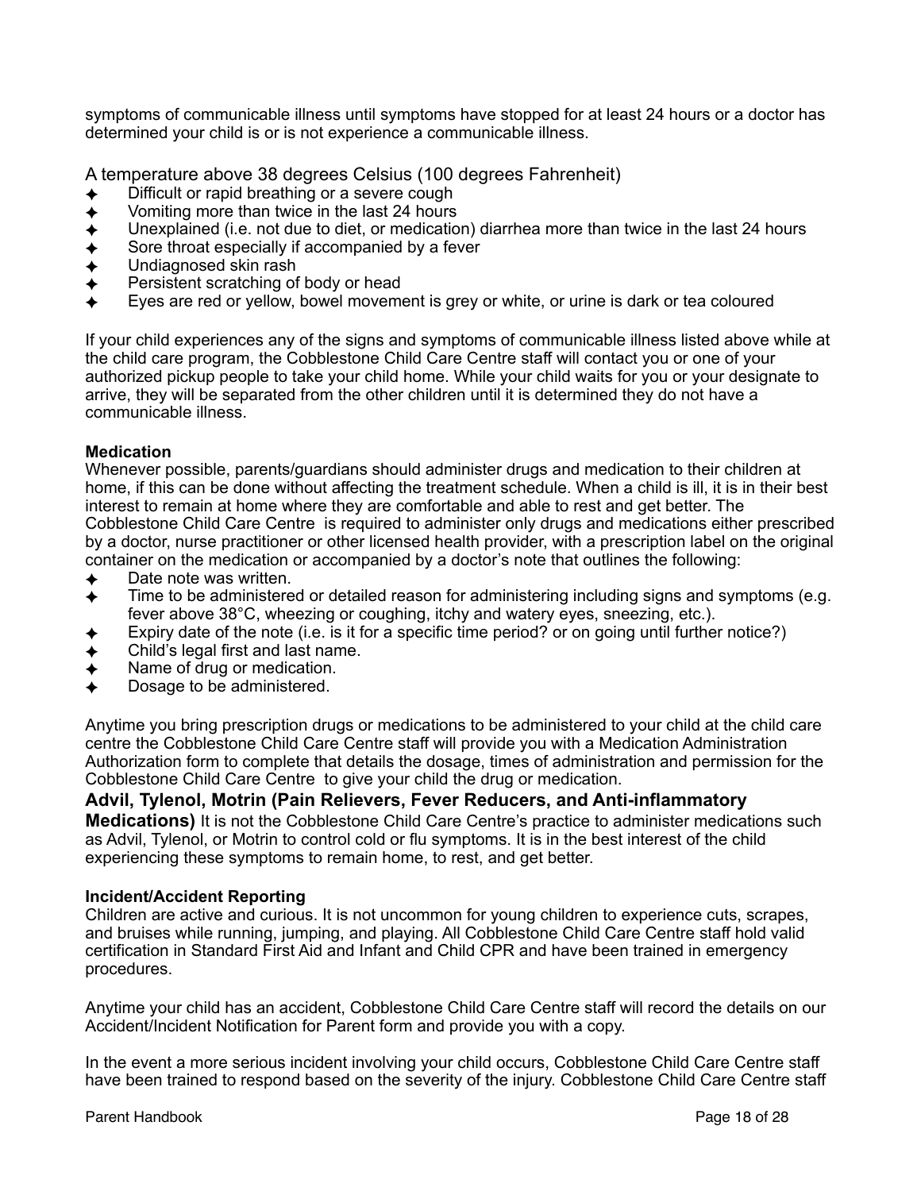symptoms of communicable illness until symptoms have stopped for at least 24 hours or a doctor has determined your child is or is not experience a communicable illness.

A temperature above 38 degrees Celsius (100 degrees Fahrenheit)

- Difficult or rapid breathing or a severe cough
- Vomiting more than twice in the last 24 hours
- Unexplained (i.e. not due to diet, or medication) diarrhea more than twice in the last 24 hours
- Sore throat especially if accompanied by a fever
- Undiagnosed skin rash
- Persistent scratching of body or head
- Eyes are red or yellow, bowel movement is grey or white, or urine is dark or tea coloured

If your child experiences any of the signs and symptoms of communicable illness listed above while at the child care program, the Cobblestone Child Care Centre staff will contact you or one of your authorized pickup people to take your child home. While your child waits for you or your designate to arrive, they will be separated from the other children until it is determined they do not have a communicable illness.

**Medication**

Whenever possible, parents/guardians should administer drugs and medication to their children at home, if this can be done without affecting the treatment schedule. When a child is ill, it is in their best interest to remain at home where they are comfortable and able to rest and get better. The Cobblestone Child Care Centre is required to administer only drugs and medications either prescribed by a doctor, nurse practitioner or other licensed health provider, with a prescription label on the original container on the medication or accompanied by a doctor's note that outlines the following:

- Date note was written.
- Time to be administered or detailed reason for administering including signs and symptoms (e.g. fever above 38°C, wheezing or coughing, itchy and watery eyes, sneezing, etc.).
- Expiry date of the note (i.e. is it for a specific time period? or on going until further notice?)
- Child's legal first and last name.
- Name of drug or medication.
- Dosage to be administered.

Anytime you bring prescription drugs or medications to be administered to your child at the child care centre the Cobblestone Child Care Centre staff will provide you with a Medication Administration Authorization form to complete that details the dosage, times of administration and permission for the Cobblestone Child Care Centre to give your child the drug or medication.

**Advil, Tylenol, Motrin (Pain Relievers, Fever Reducers, and Anti-inflammatory Medications)** It is not the Cobblestone Child Care Centre's practice to administer medications such as Advil, Tylenol, or Motrin to control cold or flu symptoms. It is in the best interest of the child experiencing these symptoms to remain home, to rest, and get better.

**Incident/Accident Reporting**

Children are active and curious. It is not uncommon for young children to experience cuts, scrapes, and bruises while running, jumping, and playing. All Cobblestone Child Care Centre staff hold valid certification in Standard First Aid and Infant and Child CPR and have been trained in emergency procedures.

Anytime your child has an accident, Cobblestone Child Care Centre staff will record the details on our Accident/Incident Notification for Parent form and provide you with a copy.

In the event a more serious incident involving your child occurs, Cobblestone Child Care Centre staff have been trained to respond based on the severity of the injury. Cobblestone Child Care Centre staff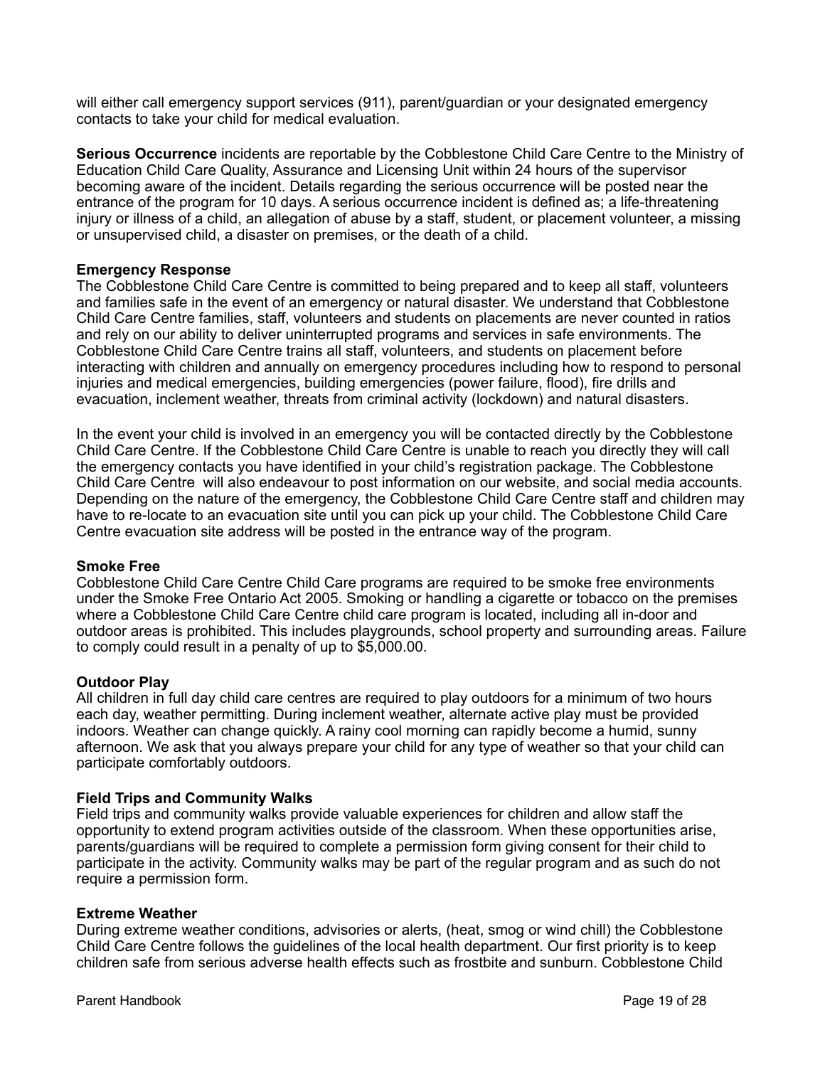will either call emergency support services (911), parent/guardian or your designated emergency contacts to take your child for medical evaluation.

**Serious Occurrence** incidents are reportable by the Cobblestone Child Care Centre to the Ministry of Education Child Care Quality, Assurance and Licensing Unit within 24 hours of the supervisor becoming aware of the incident. Details regarding the serious occurrence will be posted near the entrance of the program for 10 days. A serious occurrence incident is defined as; a life-threatening injury or illness of a child, an allegation of abuse by a staff, student, or placement volunteer, a missing or unsupervised child, a disaster on premises, or the death of a child.

**Emergency Response**

The Cobblestone Child Care Centre is committed to being prepared and to keep all staff, volunteers and families safe in the event of an emergency or natural disaster. We understand that Cobblestone Child Care Centre families, staff, volunteers and students on placements are never counted in ratios and rely on our ability to deliver uninterrupted programs and services in safe environments. The Cobblestone Child Care Centre trains all staff, volunteers, and students on placement before interacting with children and annually on emergency procedures including how to respond to personal injuries and medical emergencies, building emergencies (power failure, flood), fire drills and evacuation, inclement weather, threats from criminal activity (lockdown) and natural disasters.

In the event your child is involved in an emergency you will be contacted directly by the Cobblestone Child Care Centre. If the Cobblestone Child Care Centre is unable to reach you directly they will call the emergency contacts you have identified in your child's registration package. The Cobblestone Child Care Centre will also endeavour to post information on our website, and social media accounts. Depending on the nature of the emergency, the Cobblestone Child Care Centre staff and children may have to re-locate to an evacuation site until you can pick up your child. The Cobblestone Child Care Centre evacuation site address will be posted in the entrance way of the program.

**Smoke Free**

Cobblestone Child Care Centre Child Care programs are required to be smoke free environments under the Smoke Free Ontario Act 2005. Smoking or handling a cigarette or tobacco on the premises where a Cobblestone Child Care Centre child care program is located, including all in-door and outdoor areas is prohibited. This includes playgrounds, school property and surrounding areas. Failure to comply could result in a penalty of up to $5,000.00.

**Outdoor Play**

All children in full day child care centres are required to play outdoors for a minimum of two hours each day, weather permitting. During inclement weather, alternate active play must be provided indoors. Weather can change quickly. A rainy cool morning can rapidly become a humid, sunny afternoon. We ask that you always prepare your child for any type of weather so that your child can participate comfortably outdoors.

**Field Trips and Community Walks**

Field trips and community walks provide valuable experiences for children and allow staff the opportunity to extend program activities outside of the classroom. When these opportunities arise, parents/guardians will be required to complete a permission form giving consent for their child to participate in the activity. Community walks may be part of the regular program and as such do not require a permission form.

**Extreme Weather**

During extreme weather conditions, advisories or alerts, (heat, smog or wind chill) the Cobblestone Child Care Centre follows the guidelines of the local health department. Our first priority is to keep children safe from serious adverse health effects such as frostbite and sunburn. Cobblestone Child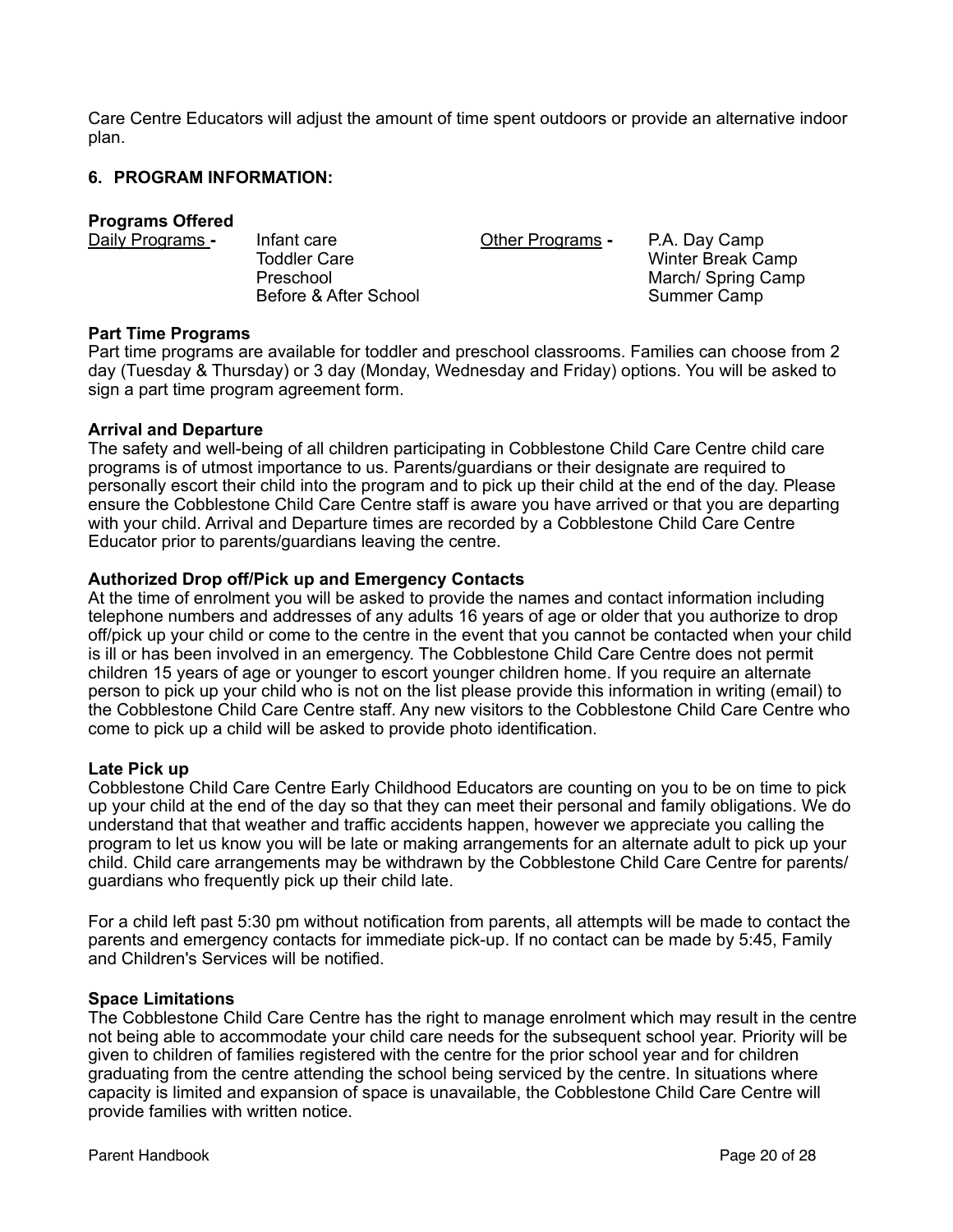Care Centre Educators will adjust the amount of time spent outdoors or provide an alternative indoor plan.

## 6. PROGRAM INFORMATION:

### Programs Offered

<u>Daily Programs</u> **-**
- Infant care
- Toddler Care
- Preschool
- Before & After School

<u>Other Programs</u> **-**
- P.A. Day Camp
- Winter Break Camp
- March/ Spring Camp
- Summer Camp

### Part Time Programs

Part time programs are available for toddler and preschool classrooms. Families can choose from 2 day (Tuesday & Thursday) or 3 day (Monday, Wednesday and Friday) options. You will be asked to sign a part time program agreement form.

### Arrival and Departure

The safety and well-being of all children participating in Cobblestone Child Care Centre child care programs is of utmost importance to us. Parents/guardians or their designate are required to personally escort their child into the program and to pick up their child at the end of the day. Please ensure the Cobblestone Child Care Centre staff is aware you have arrived or that you are departing with your child. Arrival and Departure times are recorded by a Cobblestone Child Care Centre Educator prior to parents/guardians leaving the centre.

### Authorized Drop off/Pick up and Emergency Contacts

At the time of enrolment you will be asked to provide the names and contact information including telephone numbers and addresses of any adults 16 years of age or older that you authorize to drop off/pick up your child or come to the centre in the event that you cannot be contacted when your child is ill or has been involved in an emergency. The Cobblestone Child Care Centre does not permit children 15 years of age or younger to escort younger children home. If you require an alternate person to pick up your child who is not on the list please provide this information in writing (email) to the Cobblestone Child Care Centre staff. Any new visitors to the Cobblestone Child Care Centre who come to pick up a child will be asked to provide photo identification.

### Late Pick up

Cobblestone Child Care Centre Early Childhood Educators are counting on you to be on time to pick up your child at the end of the day so that they can meet their personal and family obligations. We do understand that that weather and traffic accidents happen, however we appreciate you calling the program to let us know you will be late or making arrangements for an alternate adult to pick up your child. Child care arrangements may be withdrawn by the Cobblestone Child Care Centre for parents/ guardians who frequently pick up their child late.

For a child left past 5:30 pm without notification from parents, all attempts will be made to contact the parents and emergency contacts for immediate pick-up. If no contact can be made by 5:45, Family and Children's Services will be notified.

### Space Limitations

The Cobblestone Child Care Centre has the right to manage enrolment which may result in the centre not being able to accommodate your child care needs for the subsequent school year. Priority will be given to children of families registered with the centre for the prior school year and for children graduating from the centre attending the school being serviced by the centre. In situations where capacity is limited and expansion of space is unavailable, the Cobblestone Child Care Centre will provide families with written notice.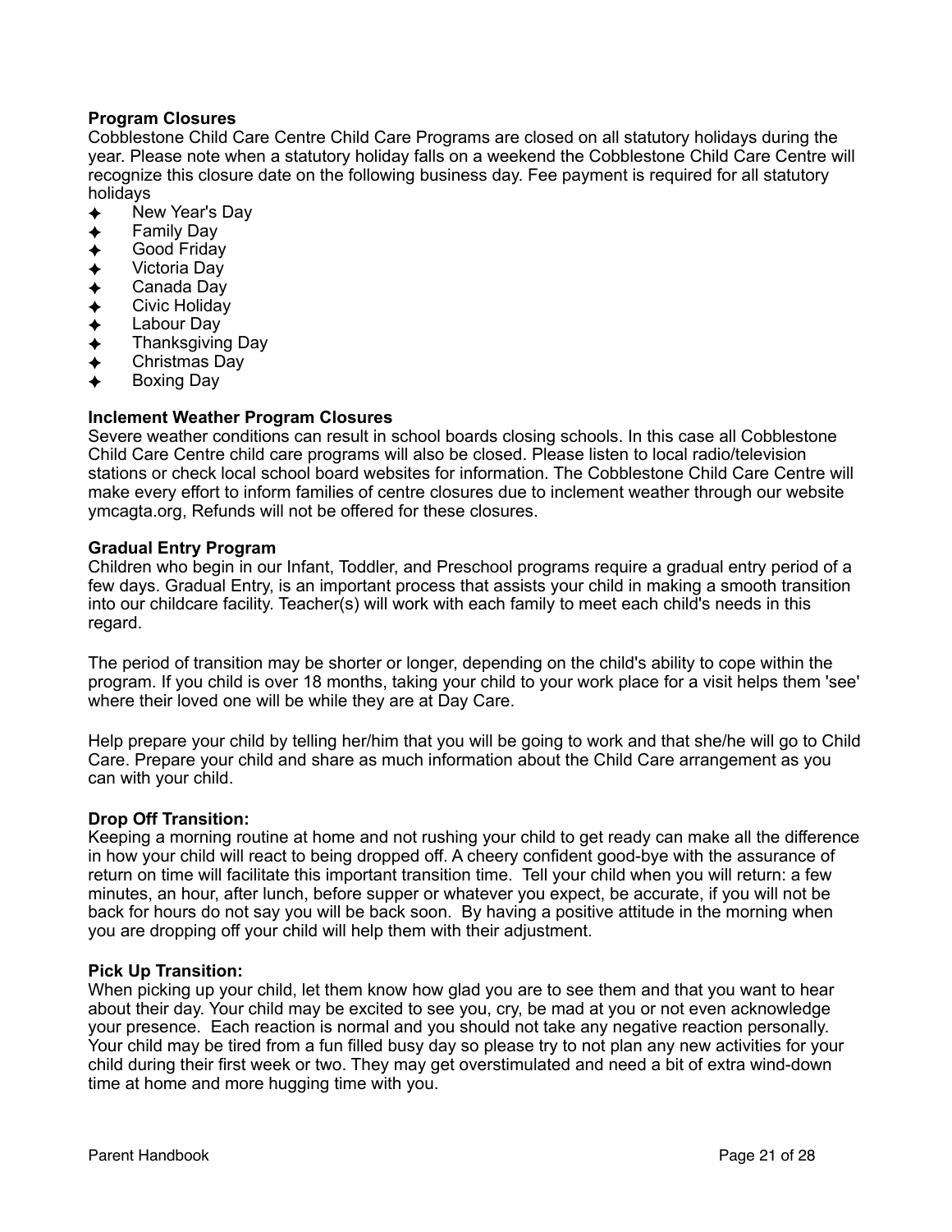**Program Closures**
Cobblestone Child Care Centre Child Care Programs are closed on all statutory holidays during the year. Please note when a statutory holiday falls on a weekend the Cobblestone Child Care Centre will recognize this closure date on the following business day. Fee payment is required for all statutory holidays

- New Year's Day
- Family Day
- Good Friday
- Victoria Day
- Canada Day
- Civic Holiday
- Labour Day
- Thanksgiving Day
- Christmas Day
- Boxing Day

**Inclement Weather Program Closures**
Severe weather conditions can result in school boards closing schools. In this case all Cobblestone Child Care Centre child care programs will also be closed. Please listen to local radio/television stations or check local school board websites for information. The Cobblestone Child Care Centre will make every effort to inform families of centre closures due to inclement weather through our website ymcagta.org, Refunds will not be offered for these closures.

**Gradual Entry Program**
Children who begin in our Infant, Toddler, and Preschool programs require a gradual entry period of a few days. Gradual Entry, is an important process that assists your child in making a smooth transition into our childcare facility. Teacher(s) will work with each family to meet each child's needs in this regard.

The period of transition may be shorter or longer, depending on the child's ability to cope within the program. If you child is over 18 months, taking your child to your work place for a visit helps them 'see' where their loved one will be while they are at Day Care.

Help prepare your child by telling her/him that you will be going to work and that she/he will go to Child Care. Prepare your child and share as much information about the Child Care arrangement as you can with your child.

**Drop Off Transition:**
Keeping a morning routine at home and not rushing your child to get ready can make all the difference in how your child will react to being dropped off. A cheery confident good-bye with the assurance of return on time will facilitate this important transition time. Tell your child when you will return: a few minutes, an hour, after lunch, before supper or whatever you expect, be accurate, if you will not be back for hours do not say you will be back soon. By having a positive attitude in the morning when you are dropping off your child will help them with their adjustment.

**Pick Up Transition:**
When picking up your child, let them know how glad you are to see them and that you want to hear about their day. Your child may be excited to see you, cry, be mad at you or not even acknowledge your presence. Each reaction is normal and you should not take any negative reaction personally. Your child may be tired from a fun filled busy day so please try to not plan any new activities for your child during their first week or two. They may get overstimulated and need a bit of extra wind-down time at home and more hugging time with you.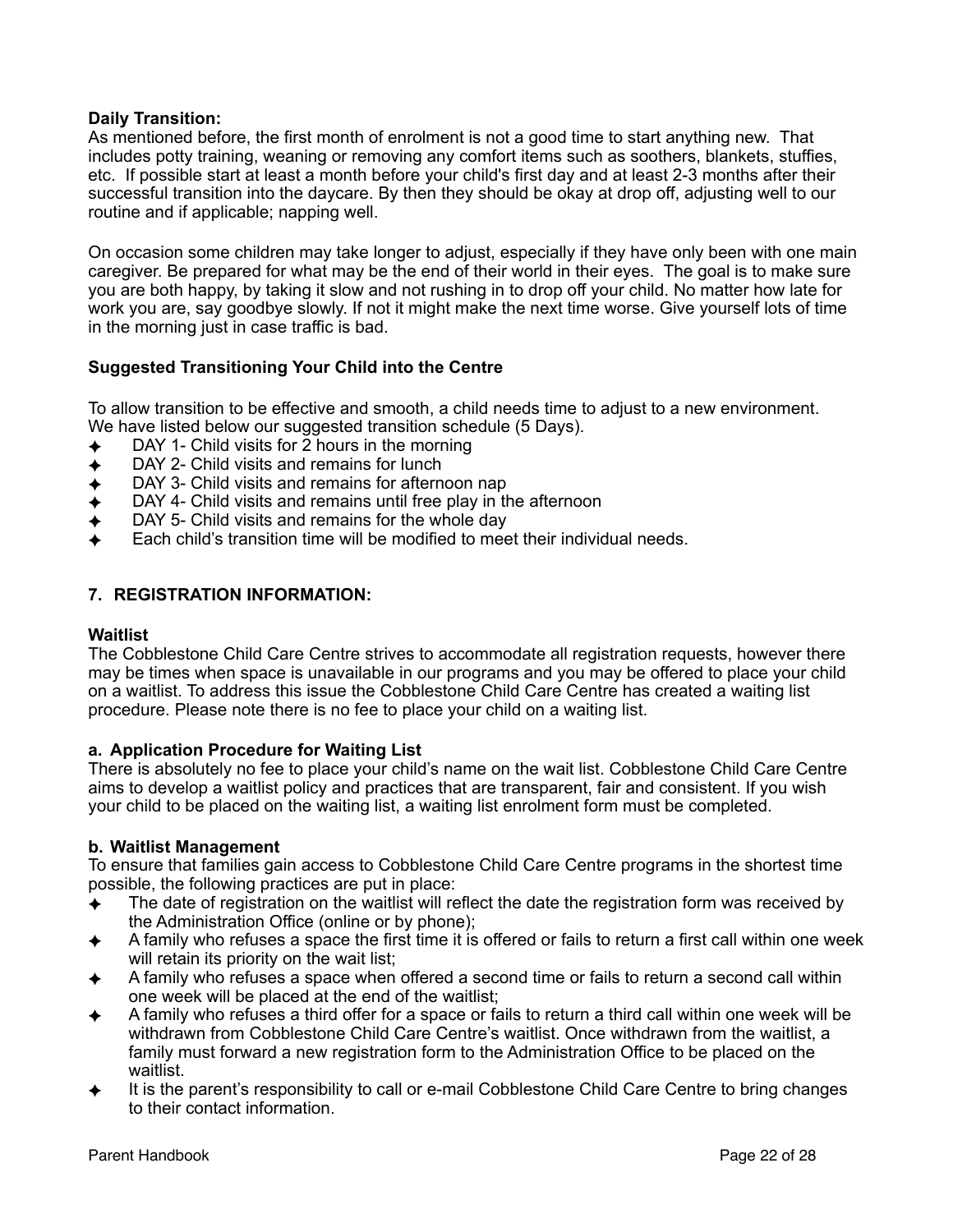**Daily Transition:**
As mentioned before, the first month of enrolment is not a good time to start anything new. That includes potty training, weaning or removing any comfort items such as soothers, blankets, stuffies, etc. If possible start at least a month before your child's first day and at least 2-3 months after their successful transition into the daycare. By then they should be okay at drop off, adjusting well to our routine and if applicable; napping well.

On occasion some children may take longer to adjust, especially if they have only been with one main caregiver. Be prepared for what may be the end of their world in their eyes. The goal is to make sure you are both happy, by taking it slow and not rushing in to drop off your child. No matter how late for work you are, say goodbye slowly. If not it might make the next time worse. Give yourself lots of time in the morning just in case traffic is bad.

**Suggested Transitioning Your Child into the Centre**

To allow transition to be effective and smooth, a child needs time to adjust to a new environment. We have listed below our suggested transition schedule (5 Days).

- DAY 1- Child visits for 2 hours in the morning
- DAY 2- Child visits and remains for lunch
- DAY 3- Child visits and remains for afternoon nap
- DAY 4- Child visits and remains until free play in the afternoon
- DAY 5- Child visits and remains for the whole day
- Each child's transition time will be modified to meet their individual needs.

## 7. REGISTRATION INFORMATION:

**Waitlist**
The Cobblestone Child Care Centre strives to accommodate all registration requests, however there may be times when space is unavailable in our programs and you may be offered to place your child on a waitlist. To address this issue the Cobblestone Child Care Centre has created a waiting list procedure. Please note there is no fee to place your child on a waiting list.

**a. Application Procedure for Waiting List**
There is absolutely no fee to place your child's name on the wait list. Cobblestone Child Care Centre aims to develop a waitlist policy and practices that are transparent, fair and consistent. If you wish your child to be placed on the waiting list, a waiting list enrolment form must be completed.

**b. Waitlist Management**
To ensure that families gain access to Cobblestone Child Care Centre programs in the shortest time possible, the following practices are put in place:

- The date of registration on the waitlist will reflect the date the registration form was received by the Administration Office (online or by phone);
- A family who refuses a space the first time it is offered or fails to return a first call within one week will retain its priority on the wait list;
- A family who refuses a space when offered a second time or fails to return a second call within one week will be placed at the end of the waitlist;
- A family who refuses a third offer for a space or fails to return a third call within one week will be withdrawn from Cobblestone Child Care Centre's waitlist. Once withdrawn from the waitlist, a family must forward a new registration form to the Administration Office to be placed on the waitlist.
- It is the parent's responsibility to call or e-mail Cobblestone Child Care Centre to bring changes to their contact information.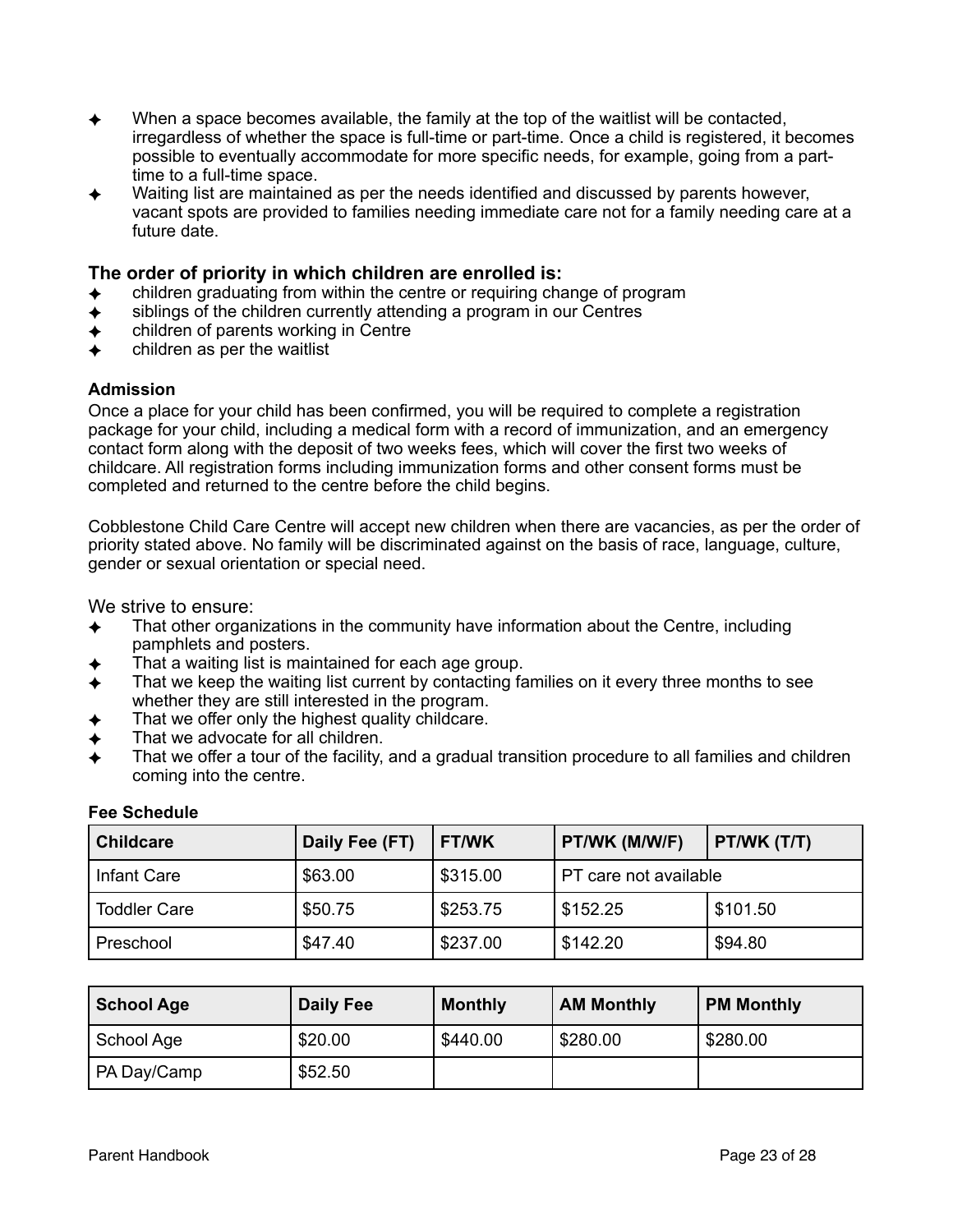- When a space becomes available, the family at the top of the waitlist will be contacted, irregardless of whether the space is full-time or part-time. Once a child is registered, it becomes possible to eventually accommodate for more specific needs, for example, going from a part-time to a full-time space.
- Waiting list are maintained as per the needs identified and discussed by parents however, vacant spots are provided to families needing immediate care not for a family needing care at a future date.

### The order of priority in which children are enrolled is:

- children graduating from within the centre or requiring change of program
- siblings of the children currently attending a program in our Centres
- children of parents working in Centre
- children as per the waitlist

#### Admission

Once a place for your child has been confirmed, you will be required to complete a registration package for your child, including a medical form with a record of immunization, and an emergency contact form along with the deposit of two weeks fees, which will cover the first two weeks of childcare. All registration forms including immunization forms and other consent forms must be completed and returned to the centre before the child begins.

Cobblestone Child Care Centre will accept new children when there are vacancies, as per the order of priority stated above. No family will be discriminated against on the basis of race, language, culture, gender or sexual orientation or special need.

We strive to ensure:

- That other organizations in the community have information about the Centre, including pamphlets and posters.
- That a waiting list is maintained for each age group.
- That we keep the waiting list current by contacting families on it every three months to see whether they are still interested in the program.
- That we offer only the highest quality childcare.
- That we advocate for all children.
- That we offer a tour of the facility, and a gradual transition procedure to all families and children coming into the centre.

#### Fee Schedule

| Childcare | Daily Fee (FT) | FT/WK | PT/WK (M/W/F) | PT/WK (T/T) |
|---|---|---|---|---|
| Infant Care | $63.00 | $315.00 | PT care not available | |
| Toddler Care | $50.75 | $253.75 | $152.25 | $101.50 |
| Preschool | $47.40 | $237.00 | $142.20 | $94.80 |

| School Age | Daily Fee | Monthly | AM Monthly | PM Monthly |
|---|---|---|---|---|
| School Age | $20.00 | $440.00 | $280.00 | $280.00 |
| PA Day/Camp | $52.50 | | | |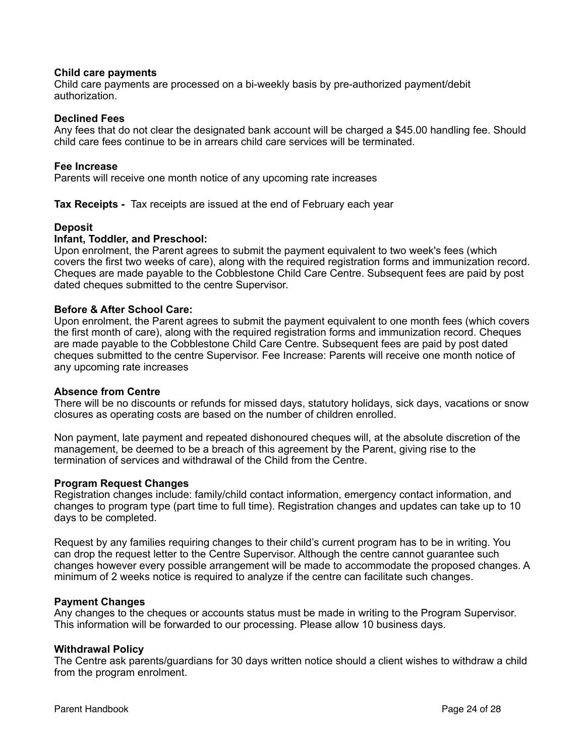**Child care payments**
Child care payments are processed on a bi-weekly basis by pre-authorized payment/debit authorization.

**Declined Fees**
Any fees that do not clear the designated bank account will be charged a $45.00 handling fee. Should child care fees continue to be in arrears child care services will be terminated.

**Fee Increase**
Parents will receive one month notice of any upcoming rate increases

**Tax Receipts -** Tax receipts are issued at the end of February each year

**Deposit**

**Infant, Toddler, and Preschool:**
Upon enrolment, the Parent agrees to submit the payment equivalent to two week's fees (which covers the first two weeks of care), along with the required registration forms and immunization record. Cheques are made payable to the Cobblestone Child Care Centre. Subsequent fees are paid by post dated cheques submitted to the centre Supervisor.

**Before & After School Care:**
Upon enrolment, the Parent agrees to submit the payment equivalent to one month fees (which covers the first month of care), along with the required registration forms and immunization record. Cheques are made payable to the Cobblestone Child Care Centre. Subsequent fees are paid by post dated cheques submitted to the centre Supervisor. Fee Increase: Parents will receive one month notice of any upcoming rate increases

**Absence from Centre**
There will be no discounts or refunds for missed days, statutory holidays, sick days, vacations or snow closures as operating costs are based on the number of children enrolled.

Non payment, late payment and repeated dishonoured cheques will, at the absolute discretion of the management, be deemed to be a breach of this agreement by the Parent, giving rise to the termination of services and withdrawal of the Child from the Centre.

**Program Request Changes**
Registration changes include: family/child contact information, emergency contact information, and changes to program type (part time to full time). Registration changes and updates can take up to 10 days to be completed.

Request by any families requiring changes to their child's current program has to be in writing. You can drop the request letter to the Centre Supervisor. Although the centre cannot guarantee such changes however every possible arrangement will be made to accommodate the proposed changes. A minimum of 2 weeks notice is required to analyze if the centre can facilitate such changes.

**Payment Changes**
Any changes to the cheques or accounts status must be made in writing to the Program Supervisor. This information will be forwarded to our processing. Please allow 10 business days.

**Withdrawal Policy**
The Centre ask parents/guardians for 30 days written notice should a client wishes to withdraw a child from the program enrolment.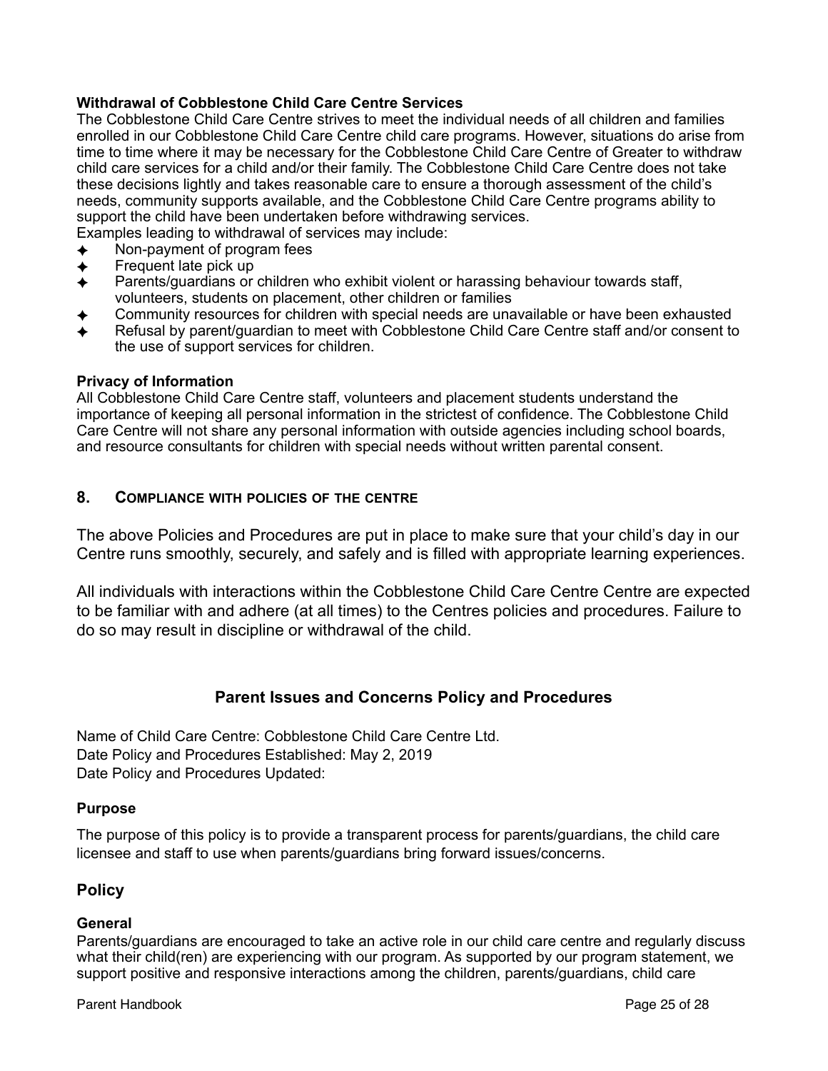**Withdrawal of Cobblestone Child Care Centre Services**

The Cobblestone Child Care Centre strives to meet the individual needs of all children and families enrolled in our Cobblestone Child Care Centre child care programs. However, situations do arise from time to time where it may be necessary for the Cobblestone Child Care Centre of Greater to withdraw child care services for a child and/or their family. The Cobblestone Child Care Centre does not take these decisions lightly and takes reasonable care to ensure a thorough assessment of the child's needs, community supports available, and the Cobblestone Child Care Centre programs ability to support the child have been undertaken before withdrawing services.

Examples leading to withdrawal of services may include:

- Non-payment of program fees
- Frequent late pick up
- Parents/guardians or children who exhibit violent or harassing behaviour towards staff, volunteers, students on placement, other children or families
- Community resources for children with special needs are unavailable or have been exhausted
- Refusal by parent/guardian to meet with Cobblestone Child Care Centre staff and/or consent to the use of support services for children.

**Privacy of Information**

All Cobblestone Child Care Centre staff, volunteers and placement students understand the importance of keeping all personal information in the strictest of confidence. The Cobblestone Child Care Centre will not share any personal information with outside agencies including school boards, and resource consultants for children with special needs without written parental consent.

## 8. Compliance with policies of the centre

The above Policies and Procedures are put in place to make sure that your child's day in our Centre runs smoothly, securely, and safely and is filled with appropriate learning experiences.

All individuals with interactions within the Cobblestone Child Care Centre Centre are expected to be familiar with and adhere (at all times) to the Centres policies and procedures. Failure to do so may result in discipline or withdrawal of the child.

## Parent Issues and Concerns Policy and Procedures

Name of Child Care Centre: Cobblestone Child Care Centre Ltd.
Date Policy and Procedures Established: May 2, 2019
Date Policy and Procedures Updated:

### Purpose

The purpose of this policy is to provide a transparent process for parents/guardians, the child care licensee and staff to use when parents/guardians bring forward issues/concerns.

## Policy

### General

Parents/guardians are encouraged to take an active role in our child care centre and regularly discuss what their child(ren) are experiencing with our program. As supported by our program statement, we support positive and responsive interactions among the children, parents/guardians, child care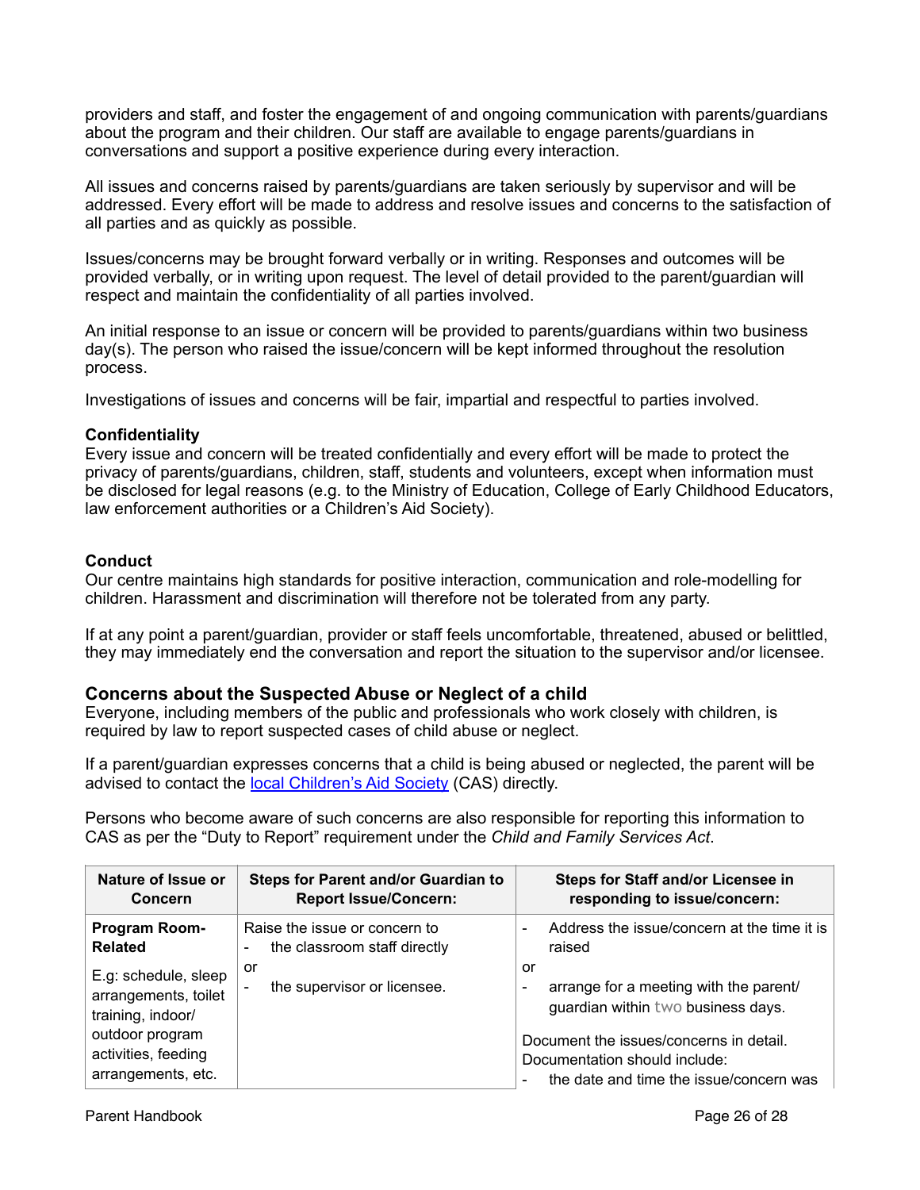providers and staff, and foster the engagement of and ongoing communication with parents/guardians about the program and their children. Our staff are available to engage parents/guardians in conversations and support a positive experience during every interaction.

All issues and concerns raised by parents/guardians are taken seriously by supervisor and will be addressed. Every effort will be made to address and resolve issues and concerns to the satisfaction of all parties and as quickly as possible.

Issues/concerns may be brought forward verbally or in writing. Responses and outcomes will be provided verbally, or in writing upon request. The level of detail provided to the parent/guardian will respect and maintain the confidentiality of all parties involved.

An initial response to an issue or concern will be provided to parents/guardians within two business day(s). The person who raised the issue/concern will be kept informed throughout the resolution process.

Investigations of issues and concerns will be fair, impartial and respectful to parties involved.

**Confidentiality**
Every issue and concern will be treated confidentially and every effort will be made to protect the privacy of parents/guardians, children, staff, students and volunteers, except when information must be disclosed for legal reasons (e.g. to the Ministry of Education, College of Early Childhood Educators, law enforcement authorities or a Children's Aid Society).

**Conduct**
Our centre maintains high standards for positive interaction, communication and role-modelling for children. Harassment and discrimination will therefore not be tolerated from any party.

If at any point a parent/guardian, provider or staff feels uncomfortable, threatened, abused or belittled, they may immediately end the conversation and report the situation to the supervisor and/or licensee.

### Concerns about the Suspected Abuse or Neglect of a child

Everyone, including members of the public and professionals who work closely with children, is required by law to report suspected cases of child abuse or neglect.

If a parent/guardian expresses concerns that a child is being abused or neglected, the parent will be advised to contact the local Children's Aid Society (CAS) directly.

Persons who become aware of such concerns are also responsible for reporting this information to CAS as per the "Duty to Report" requirement under the *Child and Family Services Act*.

| Nature of Issue or Concern | Steps for Parent and/or Guardian to Report Issue/Concern: | Steps for Staff and/or Licensee in responding to issue/concern: |
|---|---|---|
| **Program Room-Related**<br><br>E.g: schedule, sleep arrangements, toilet training, indoor/ outdoor program activities, feeding arrangements, etc. | Raise the issue or concern to<br>- the classroom staff directly<br>or<br>- the supervisor or licensee. | - Address the issue/concern at the time it is raised<br>or<br>- arrange for a meeting with the parent/ guardian within two business days.<br><br>Document the issues/concerns in detail. Documentation should include:<br>- the date and time the issue/concern was |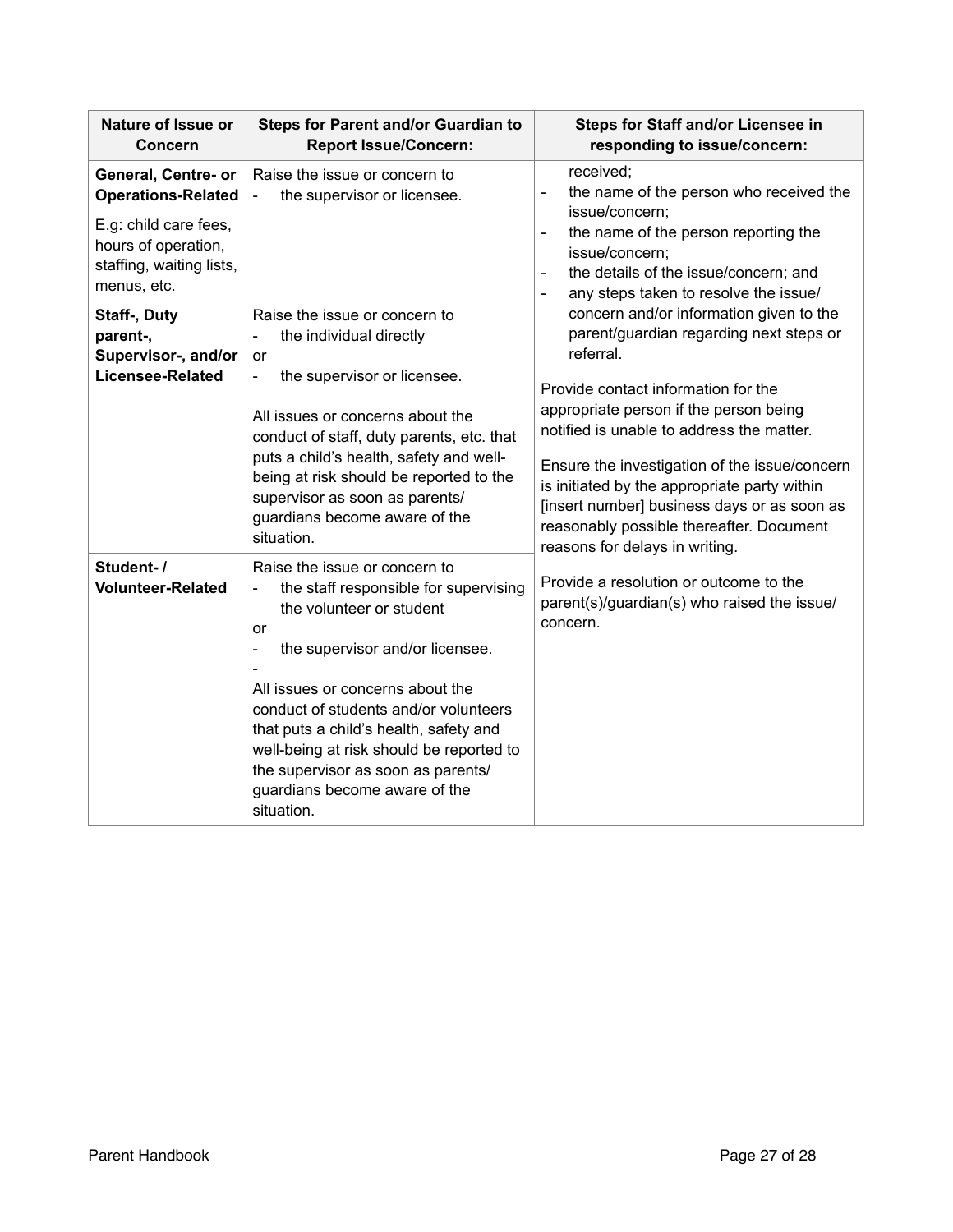| Nature of Issue or Concern | Steps for Parent and/or Guardian to Report Issue/Concern: | Steps for Staff and/or Licensee in responding to issue/concern: |
|---|---|---|
| **General, Centre- or Operations-Related**<br><br>E.g: child care fees, hours of operation, staffing, waiting lists, menus, etc. | Raise the issue or concern to<br>- the supervisor or licensee. | received;<br>- the name of the person who received the issue/concern;<br>- the name of the person reporting the issue/concern;<br>- the details of the issue/concern; and<br>- any steps taken to resolve the issue/ concern and/or information given to the parent/guardian regarding next steps or referral.<br><br>Provide contact information for the appropriate person if the person being notified is unable to address the matter.<br><br>Ensure the investigation of the issue/concern is initiated by the appropriate party within [insert number] business days or as soon as reasonably possible thereafter. Document reasons for delays in writing.<br><br>Provide a resolution or outcome to the parent(s)/guardian(s) who raised the issue/ concern. |
| **Staff-, Duty parent-, Supervisor-, and/or Licensee-Related** | Raise the issue or concern to<br>- the individual directly<br>or<br>- the supervisor or licensee.<br><br>All issues or concerns about the conduct of staff, duty parents, etc. that puts a child's health, safety and well-being at risk should be reported to the supervisor as soon as parents/ guardians become aware of the situation. | |
| **Student- / Volunteer-Related** | Raise the issue or concern to<br>- the staff responsible for supervising the volunteer or student<br>or<br>- the supervisor and/or licensee.<br>-<br>All issues or concerns about the conduct of students and/or volunteers that puts a child's health, safety and well-being at risk should be reported to the supervisor as soon as parents/ guardians become aware of the situation. | |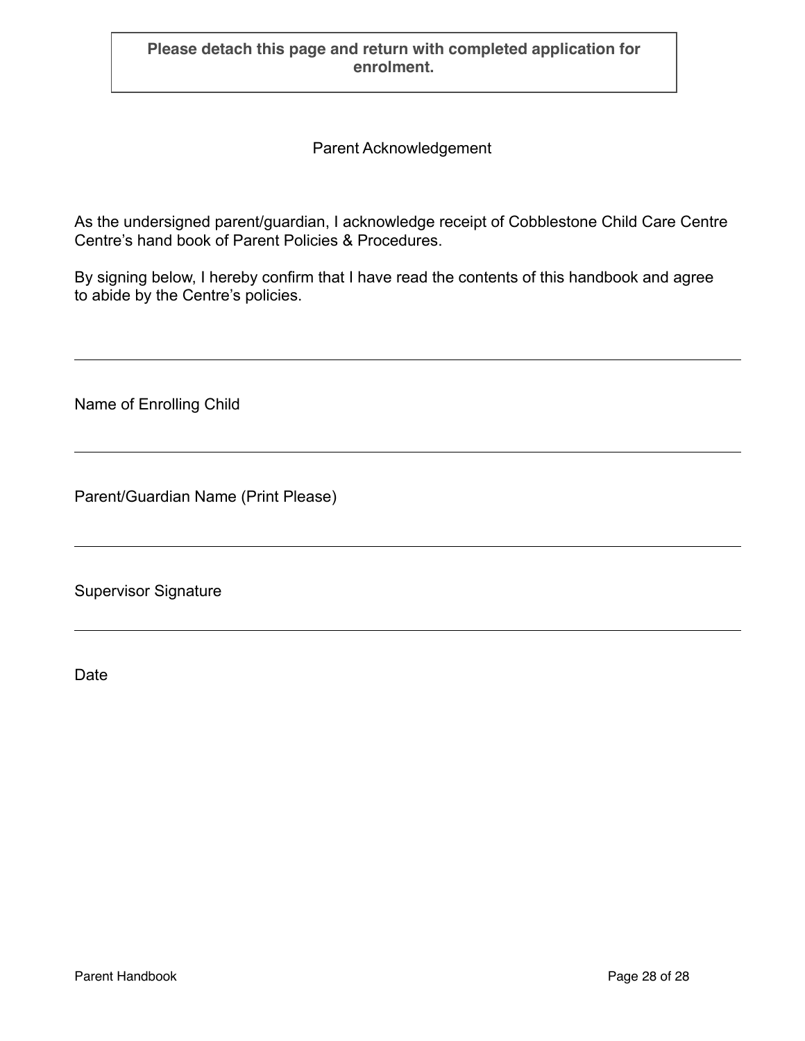**Please detach this page and return with completed application for enrolment.**

## Parent Acknowledgement

As the undersigned parent/guardian, I acknowledge receipt of Cobblestone Child Care Centre Centre's hand book of Parent Policies & Procedures.

By signing below, I hereby confirm that I have read the contents of this handbook and agree to abide by the Centre's policies.

\_\_\_\_\_\_\_\_\_\_\_\_\_\_\_\_\_\_\_\_\_\_\_\_\_\_\_\_\_\_\_\_\_\_\_\_\_\_\_\_

Name of Enrolling Child

\_\_\_\_\_\_\_\_\_\_\_\_\_\_\_\_\_\_\_\_\_\_\_\_\_\_\_\_\_\_\_\_\_\_\_\_\_\_\_\_

Parent/Guardian Name (Print Please)

\_\_\_\_\_\_\_\_\_\_\_\_\_\_\_\_\_\_\_\_\_\_\_\_\_\_\_\_\_\_\_\_\_\_\_\_\_\_\_\_

Supervisor Signature

\_\_\_\_\_\_\_\_\_\_\_\_\_\_\_\_\_\_\_\_\_\_\_\_\_\_\_\_\_\_\_\_\_\_\_\_\_\_\_\_

Date